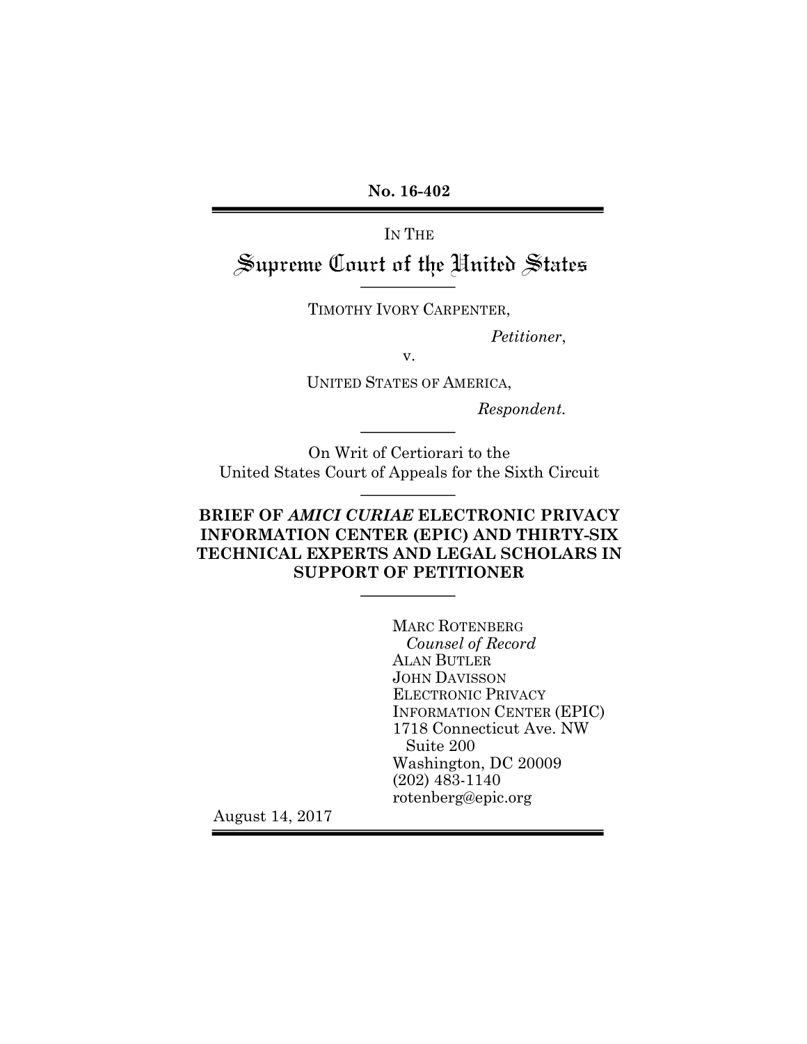**No. 16-402**

IN THE

# Supreme Court of the United States

TIMOTHY IVORY CARPENTER,

*Petitioner*,

v.

UNITED STATES OF AMERICA,

*Respondent.*

On Writ of Certiorari to the
United States Court of Appeals for the Sixth Circuit

**BRIEF OF *AMICI CURIAE* ELECTRONIC PRIVACY INFORMATION CENTER (EPIC) AND THIRTY-SIX TECHNICAL EXPERTS AND LEGAL SCHOLARS IN SUPPORT OF PETITIONER**

MARC ROTENBERG
*Counsel of Record*
ALAN BUTLER
JOHN DAVISSON
ELECTRONIC PRIVACY INFORMATION CENTER (EPIC)
1718 Connecticut Ave. NW
Suite 200
Washington, DC 20009
(202) 483-1140
rotenberg@epic.org

August 14, 2017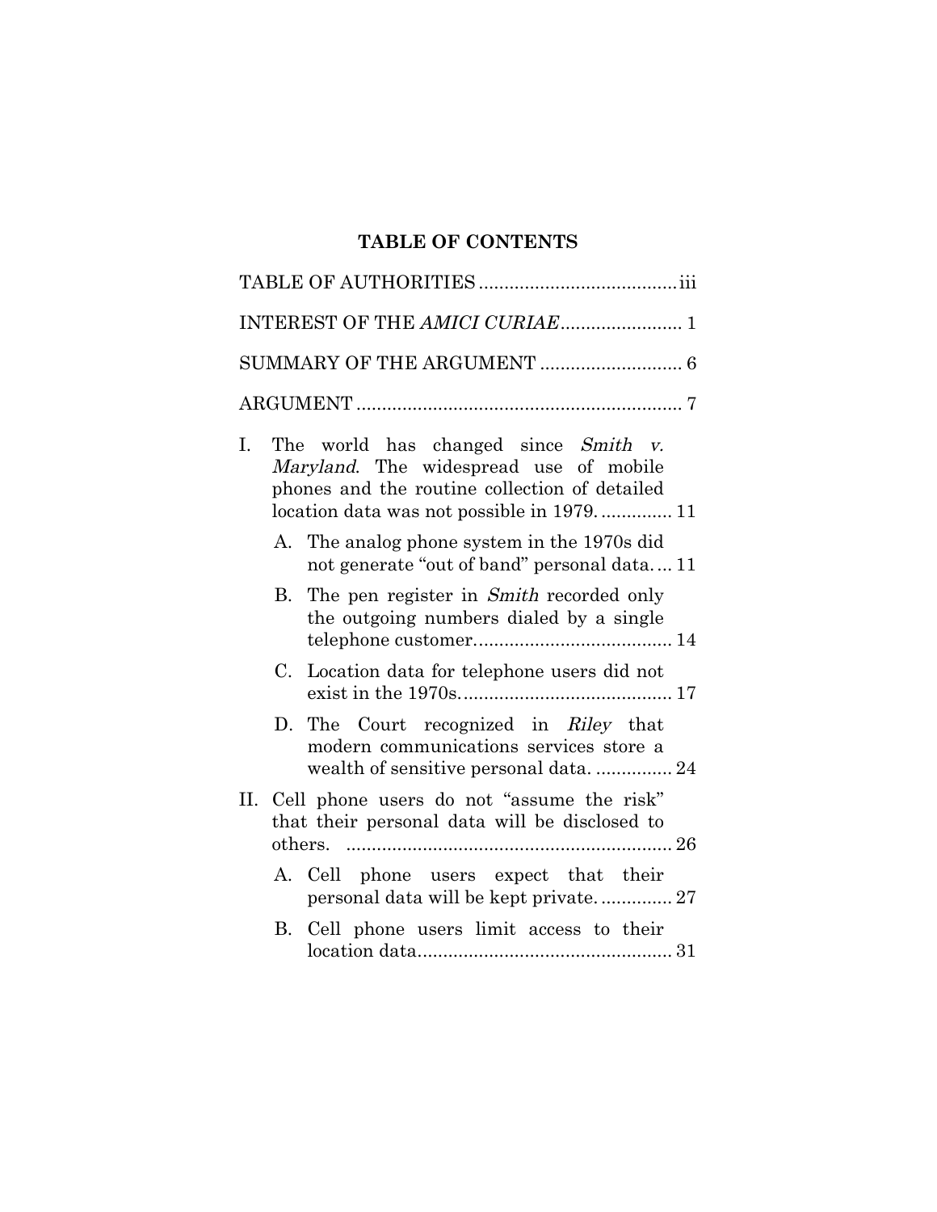**TABLE OF CONTENTS**

TABLE OF AUTHORITIES ....................................... iii

INTEREST OF THE *AMICI CURIAE* ........................ 1

SUMMARY OF THE ARGUMENT ............................ 6

ARGUMENT ................................................................ 7

I. The world has changed since *Smith v. Maryland*. The widespread use of mobile phones and the routine collection of detailed location data was not possible in 1979. ............. 11

   A. The analog phone system in the 1970s did not generate "out of band" personal data.... 11

   B. The pen register in *Smith* recorded only the outgoing numbers dialed by a single telephone customer....................................... 14

   C. Location data for telephone users did not exist in the 1970s.......................................... 17

   D. The Court recognized in *Riley* that modern communications services store a wealth of sensitive personal data. ............... 24

II. Cell phone users do not "assume the risk" that their personal data will be disclosed to others. ................................................................ 26

   A. Cell phone users expect that their personal data will be kept private. ............. 27

   B. Cell phone users limit access to their location data.................................................. 31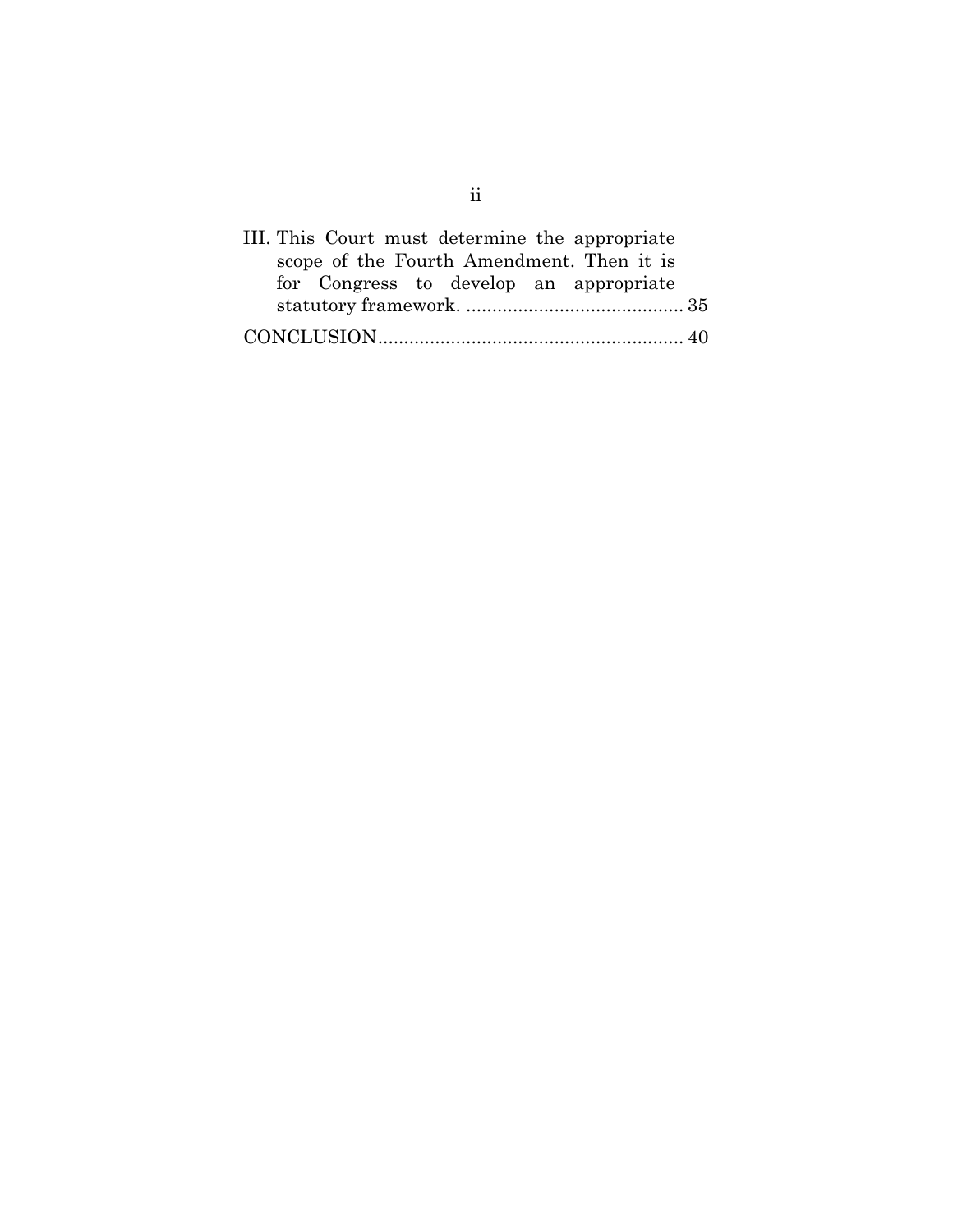III. This Court must determine the appropriate scope of the Fourth Amendment. Then it is for Congress to develop an appropriate statutory framework. .......................................... 35

CONCLUSION........................................................... 40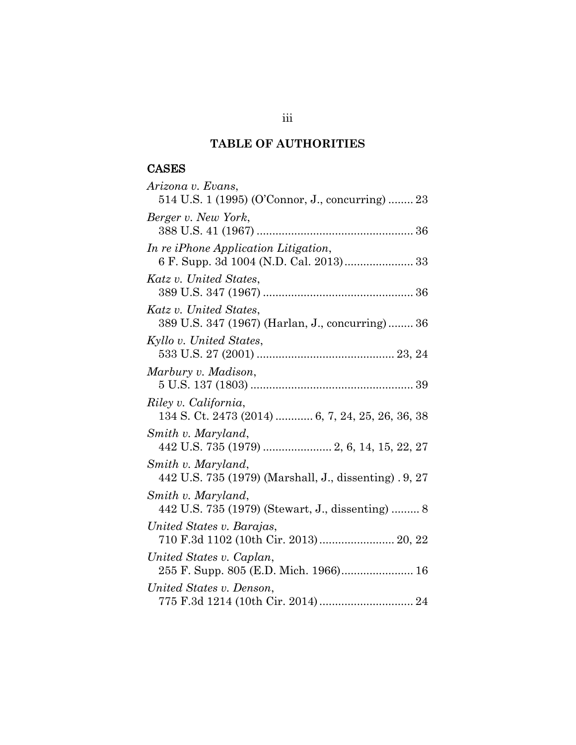## TABLE OF AUTHORITIES

### CASES

*Arizona v. Evans*,
514 U.S. 1 (1995) (O'Connor, J., concurring) ........ 23

*Berger v. New York*,
388 U.S. 41 (1967) ................................................. 36

*In re iPhone Application Litigation*,
6 F. Supp. 3d 1004 (N.D. Cal. 2013)...................... 33

*Katz v. United States*,
389 U.S. 347 (1967) ............................................... 36

*Katz v. United States*,
389 U.S. 347 (1967) (Harlan, J., concurring) ........ 36

*Kyllo v. United States*,
533 U.S. 27 (2001) ........................................... 23, 24

*Marbury v. Madison*,
5 U.S. 137 (1803) ................................................... 39

*Riley v. California*,
134 S. Ct. 2473 (2014) ........... 6, 7, 24, 25, 26, 36, 38

*Smith v. Maryland*,
442 U.S. 735 (1979) ...................... 2, 6, 14, 15, 22, 27

*Smith v. Maryland*,
442 U.S. 735 (1979) (Marshall, J., dissenting) . 9, 27

*Smith v. Maryland*,
442 U.S. 735 (1979) (Stewart, J., dissenting) ......... 8

*United States v. Barajas*,
710 F.3d 1102 (10th Cir. 2013)........................ 20, 22

*United States v. Caplan*,
255 F. Supp. 805 (E.D. Mich. 1966)....................... 16

*United States v. Denson*,
775 F.3d 1214 (10th Cir. 2014) ............................. 24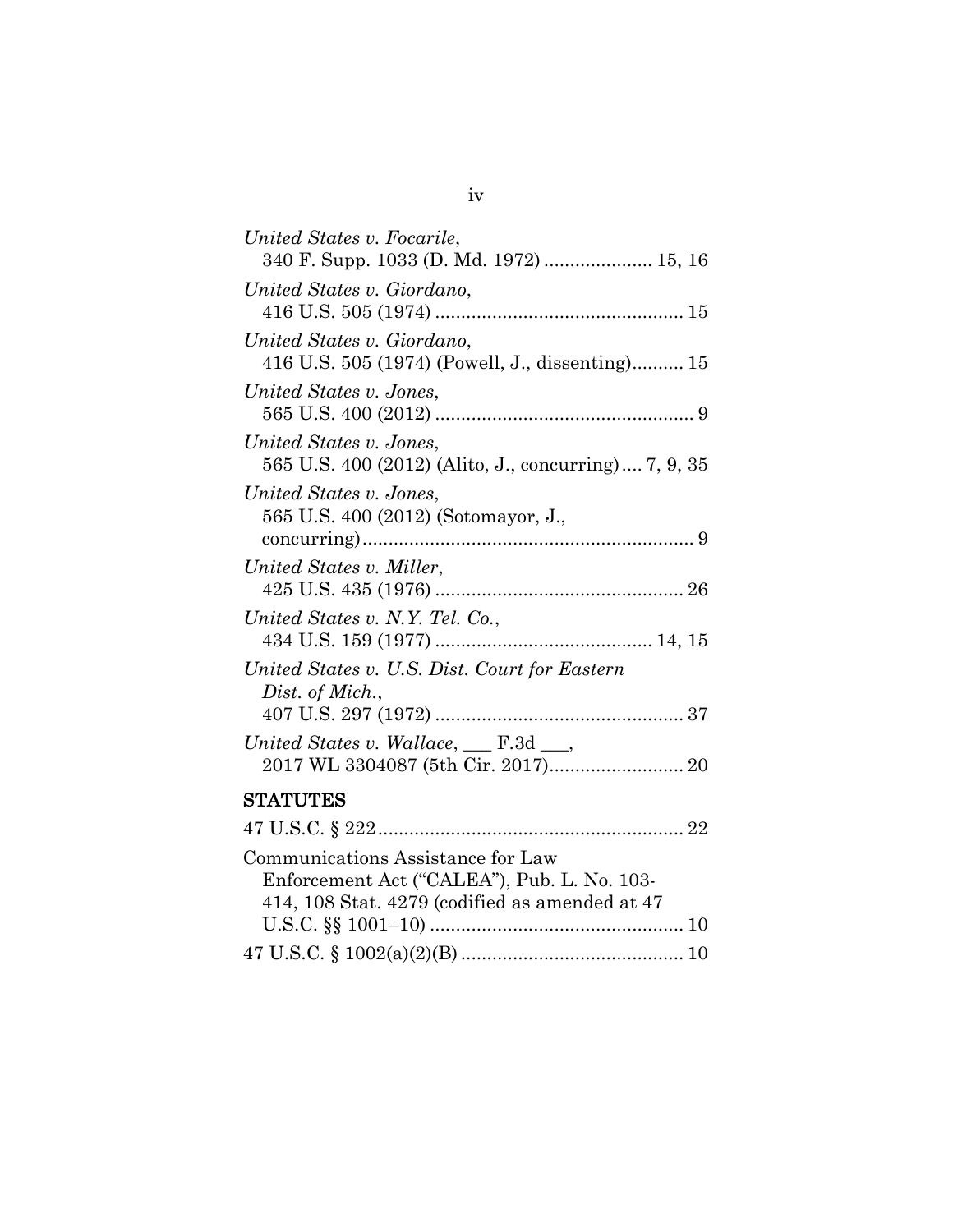*United States v. Focarile*,
340 F. Supp. 1033 (D. Md. 1972) ..................... 15, 16

*United States v. Giordano*,
416 U.S. 505 (1974) ............................................... 15

*United States v. Giordano*,
416 U.S. 505 (1974) (Powell, J., dissenting).......... 15

*United States v. Jones*,
565 U.S. 400 (2012) .................................................. 9

*United States v. Jones*,
565 U.S. 400 (2012) (Alito, J., concurring).... 7, 9, 35

*United States v. Jones*,
565 U.S. 400 (2012) (Sotomayor, J., concurring)................................................................ 9

*United States v. Miller*,
425 U.S. 435 (1976) ............................................... 26

*United States v. N.Y. Tel. Co.*,
434 U.S. 159 (1977) .......................................... 14, 15

*United States v. U.S. Dist. Court for Eastern Dist. of Mich.*,
407 U.S. 297 (1972) ............................................... 37

*United States v. Wallace*, ___ F.3d ___,
2017 WL 3304087 (5th Cir. 2017).......................... 20

## STATUTES

47 U.S.C. § 222.......................................................... 22

Communications Assistance for Law Enforcement Act ("CALEA"), Pub. L. No. 103-414, 108 Stat. 4279 (codified as amended at 47 U.S.C. §§ 1001–10) ................................................ 10

47 U.S.C. § 1002(a)(2)(B) .......................................... 10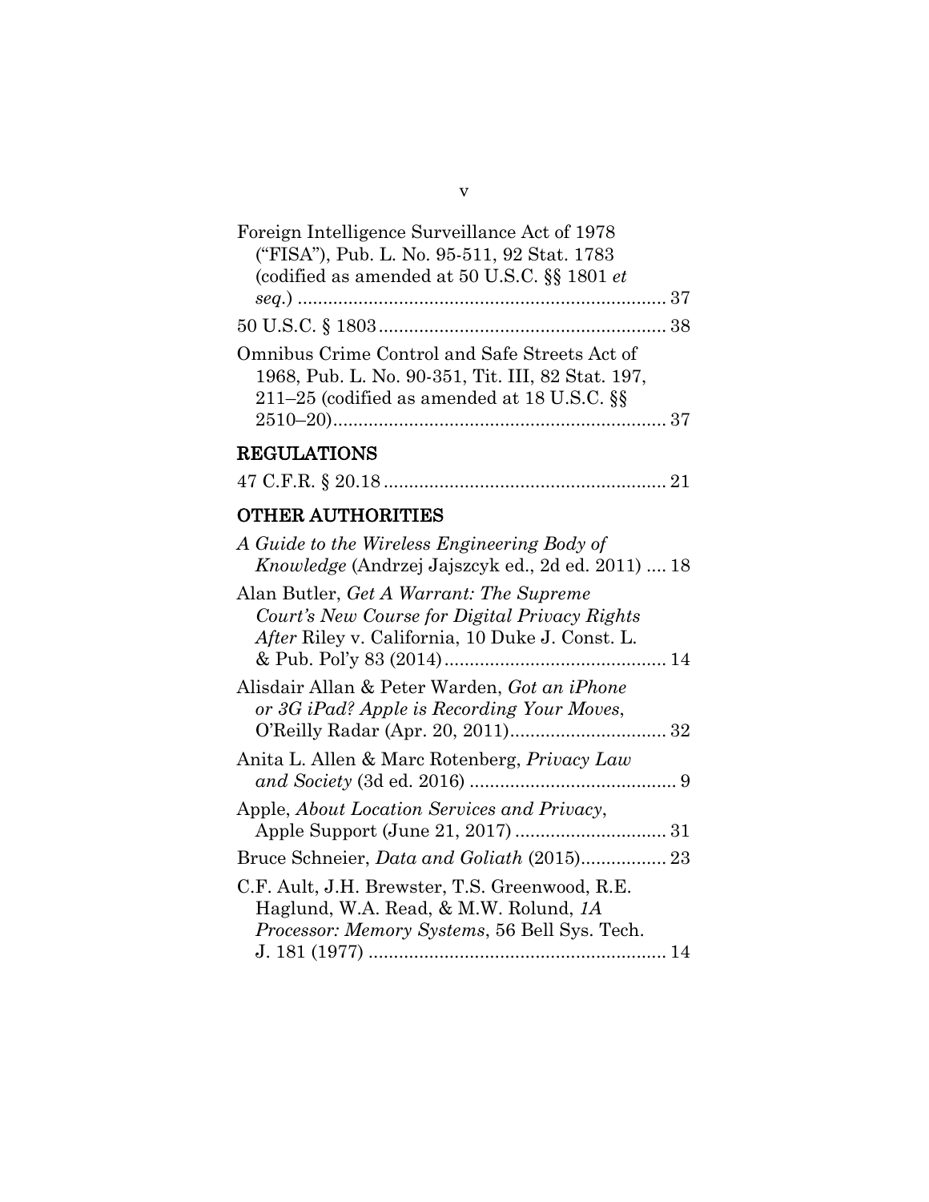Foreign Intelligence Surveillance Act of 1978 ("FISA"), Pub. L. No. 95-511, 92 Stat. 1783 (codified as amended at 50 U.S.C. §§ 1801 *et seq.*) .......................................................................... 37

50 U.S.C. § 1803 ......................................................... 38

Omnibus Crime Control and Safe Streets Act of 1968, Pub. L. No. 90-351, Tit. III, 82 Stat. 197, 211–25 (codified as amended at 18 U.S.C. §§ 2510–20) .................................................................. 37

## REGULATIONS

47 C.F.R. § 20.18 ....................................................... 21

## OTHER AUTHORITIES

*A Guide to the Wireless Engineering Body of Knowledge* (Andrzej Jajszcyk ed., 2d ed. 2011) .... 18

Alan Butler, *Get A Warrant: The Supreme Court's New Course for Digital Privacy Rights After* Riley v. California, 10 Duke J. Const. L. & Pub. Pol'y 83 (2014) ............................................ 14

Alisdair Allan & Peter Warden, *Got an iPhone or 3G iPad? Apple is Recording Your Moves*, O'Reilly Radar (Apr. 20, 2011) ............................... 32

Anita L. Allen & Marc Rotenberg, *Privacy Law and Society* (3d ed. 2016) ......................................... 9

Apple, *About Location Services and Privacy*, Apple Support (June 21, 2017) .............................. 31

Bruce Schneier, *Data and Goliath* (2015) ................. 23

C.F. Ault, J.H. Brewster, T.S. Greenwood, R.E. Haglund, W.A. Read, & M.W. Rolund, *1A Processor: Memory Systems*, 56 Bell Sys. Tech. J. 181 (1977) ........................................................... 14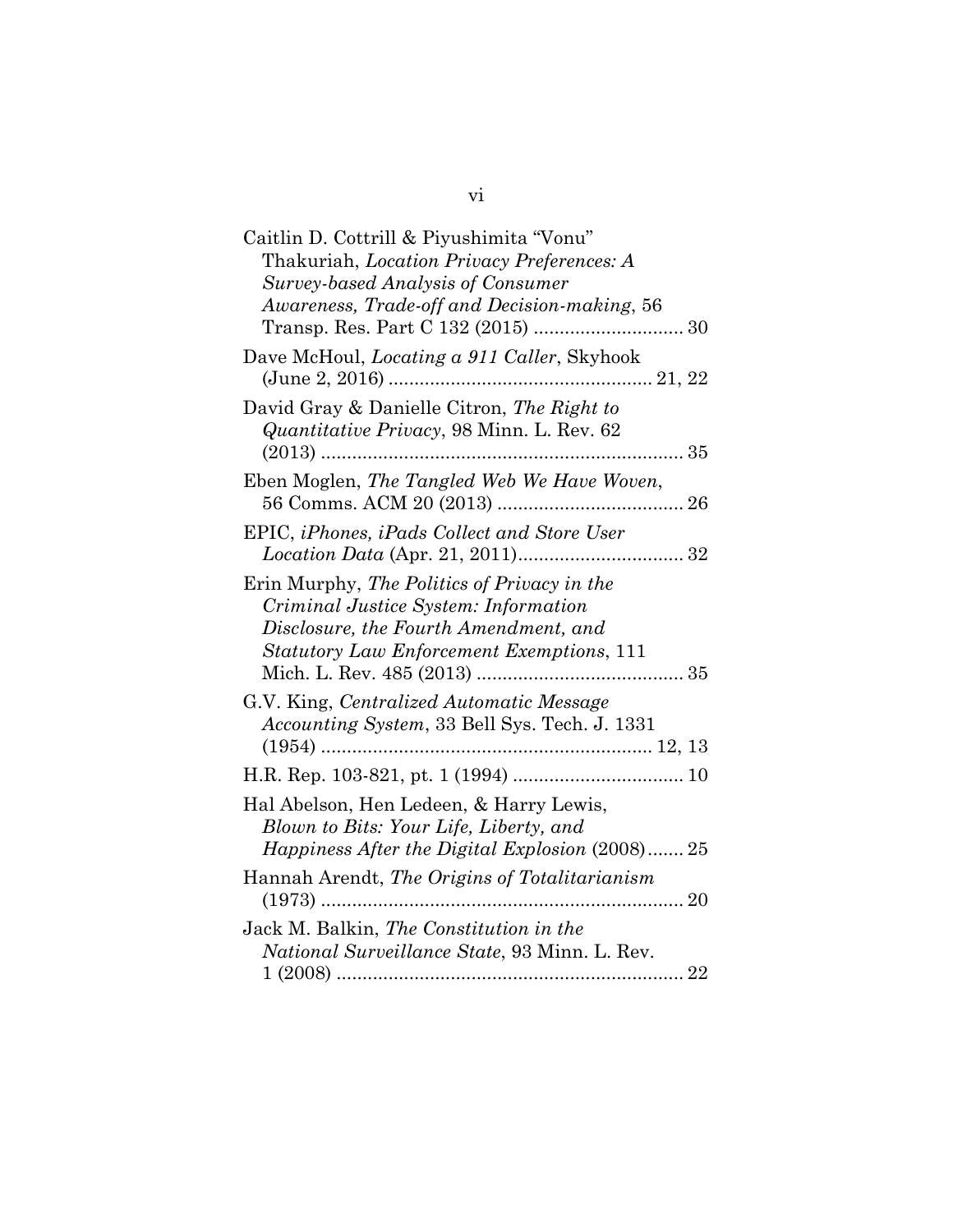Caitlin D. Cottrill & Piyushimita "Vonu" Thakuriah, *Location Privacy Preferences: A Survey-based Analysis of Consumer Awareness, Trade-off and Decision-making*, 56 Transp. Res. Part C 132 (2015) ............................ 30

Dave McHoul, *Locating a 911 Caller*, Skyhook (June 2, 2016) .................................................. 21, 22

David Gray & Danielle Citron, *The Right to Quantitative Privacy*, 98 Minn. L. Rev. 62 (2013) ..................................................................... 35

Eben Moglen, *The Tangled Web We Have Woven*, 56 Comms. ACM 20 (2013) ................................... 26

EPIC, *iPhones, iPads Collect and Store User Location Data* (Apr. 21, 2011)................................ 32

Erin Murphy, *The Politics of Privacy in the Criminal Justice System: Information Disclosure, the Fourth Amendment, and Statutory Law Enforcement Exemptions*, 111 Mich. L. Rev. 485 (2013) ....................................... 35

G.V. King, *Centralized Automatic Message Accounting System*, 33 Bell Sys. Tech. J. 1331 (1954) ............................................................... 12, 13

H.R. Rep. 103-821, pt. 1 (1994) ................................ 10

Hal Abelson, Hen Ledeen, & Harry Lewis, *Blown to Bits: Your Life, Liberty, and Happiness After the Digital Explosion* (2008)....... 25

Hannah Arendt, *The Origins of Totalitarianism* (1973) ..................................................................... 20

Jack M. Balkin, *The Constitution in the National Surveillance State*, 93 Minn. L. Rev. 1 (2008) ................................................................... 22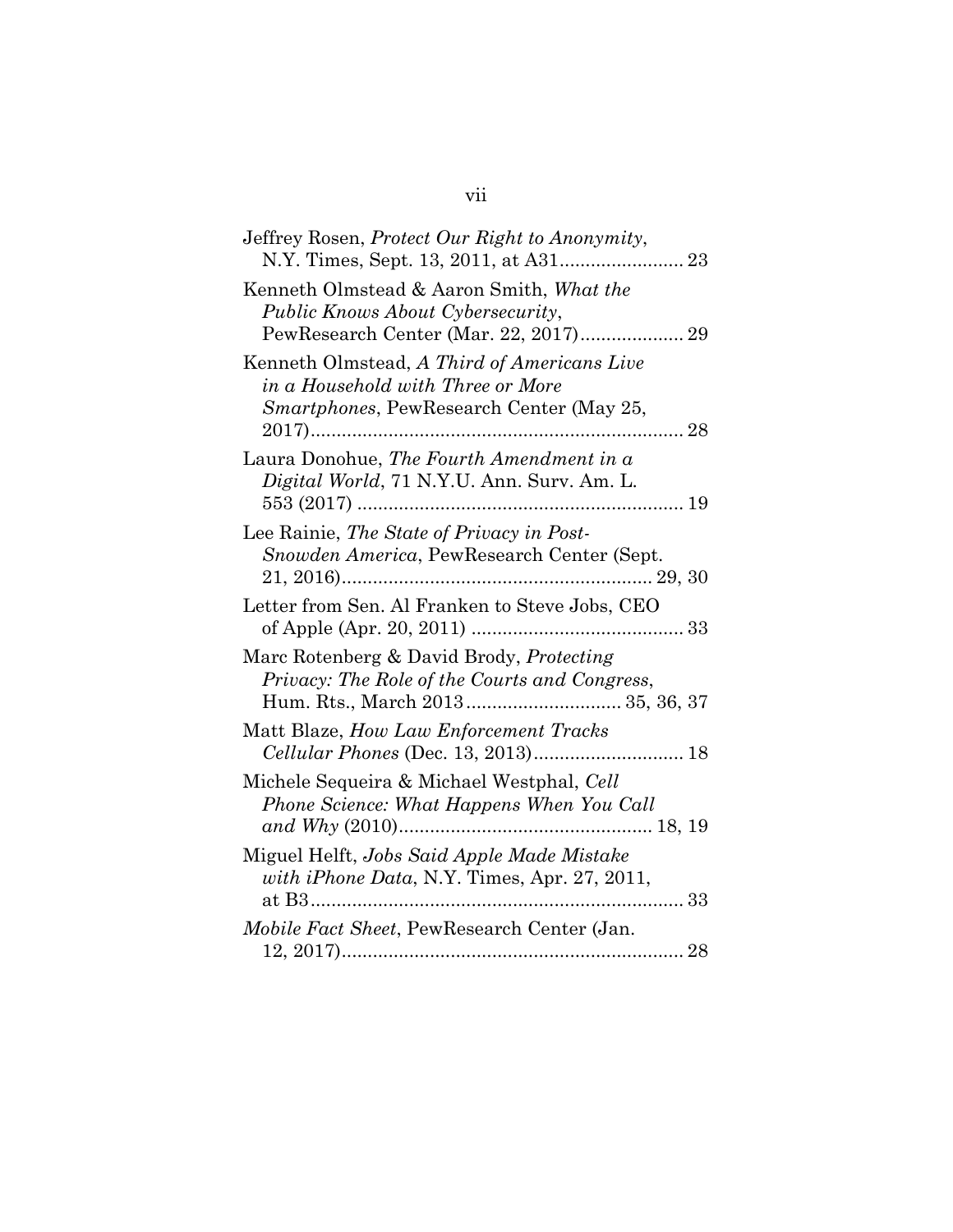Jeffrey Rosen, *Protect Our Right to Anonymity*, N.Y. Times, Sept. 13, 2011, at A31........................ 23

Kenneth Olmstead & Aaron Smith, *What the Public Knows About Cybersecurity*, PewResearch Center (Mar. 22, 2017).................... 29

Kenneth Olmstead, *A Third of Americans Live in a Household with Three or More Smartphones*, PewResearch Center (May 25, 2017)........................................................................ 28

Laura Donohue, *The Fourth Amendment in a Digital World*, 71 N.Y.U. Ann. Surv. Am. L. 553 (2017) .............................................................. 19

Lee Rainie, *The State of Privacy in Post-Snowden America*, PewResearch Center (Sept. 21, 2016)........................................................... 29, 30

Letter from Sen. Al Franken to Steve Jobs, CEO of Apple (Apr. 20, 2011) ......................................... 33

Marc Rotenberg & David Brody, *Protecting Privacy: The Role of the Courts and Congress*, Hum. Rts., March 2013............................. 35, 36, 37

Matt Blaze, *How Law Enforcement Tracks Cellular Phones* (Dec. 13, 2013)............................ 18

Michele Sequeira & Michael Westphal, *Cell Phone Science: What Happens When You Call and Why* (2010)................................................ 18, 19

Miguel Helft, *Jobs Said Apple Made Mistake with iPhone Data*, N.Y. Times, Apr. 27, 2011, at B3....................................................................... 33

*Mobile Fact Sheet*, PewResearch Center (Jan. 12, 2017)................................................................. 28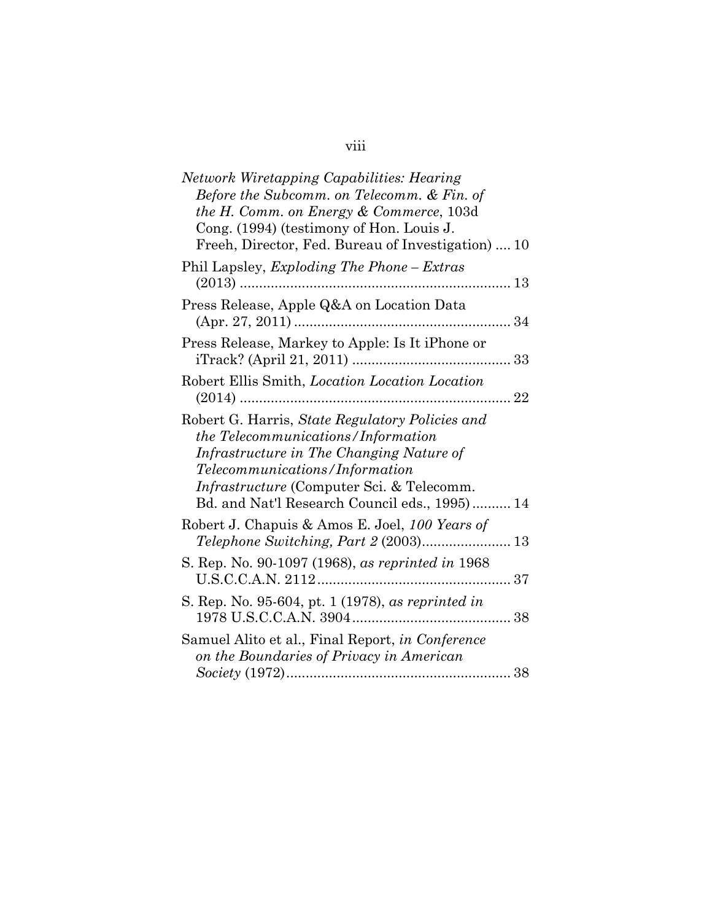*Network Wiretapping Capabilities: Hearing Before the Subcomm. on Telecomm. & Fin. of the H. Comm. on Energy & Commerce*, 103d Cong. (1994) (testimony of Hon. Louis J. Freeh, Director, Fed. Bureau of Investigation) .... 10

Phil Lapsley, *Exploding The Phone – Extras* (2013) ........................................................................ 13

Press Release, Apple Q&A on Location Data (Apr. 27, 2011) ........................................................ 34

Press Release, Markey to Apple: Is It iPhone or iTrack? (April 21, 2011) ......................................... 33

Robert Ellis Smith, *Location Location Location* (2014) ........................................................................ 22

Robert G. Harris, *State Regulatory Policies and the Telecommunications/Information Infrastructure in The Changing Nature of Telecommunications/Information Infrastructure* (Computer Sci. & Telecomm. Bd. and Nat'l Research Council eds., 1995) .......... 14

Robert J. Chapuis & Amos E. Joel, *100 Years of Telephone Switching, Part 2* (2003)....................... 13

S. Rep. No. 90-1097 (1968), *as reprinted in* 1968 U.S.C.C.A.N. 2112.................................................. 37

S. Rep. No. 95-604, pt. 1 (1978), *as reprinted in* 1978 U.S.C.C.A.N. 3904......................................... 38

Samuel Alito et al., Final Report, *in Conference on the Boundaries of Privacy in American Society* (1972).......................................................... 38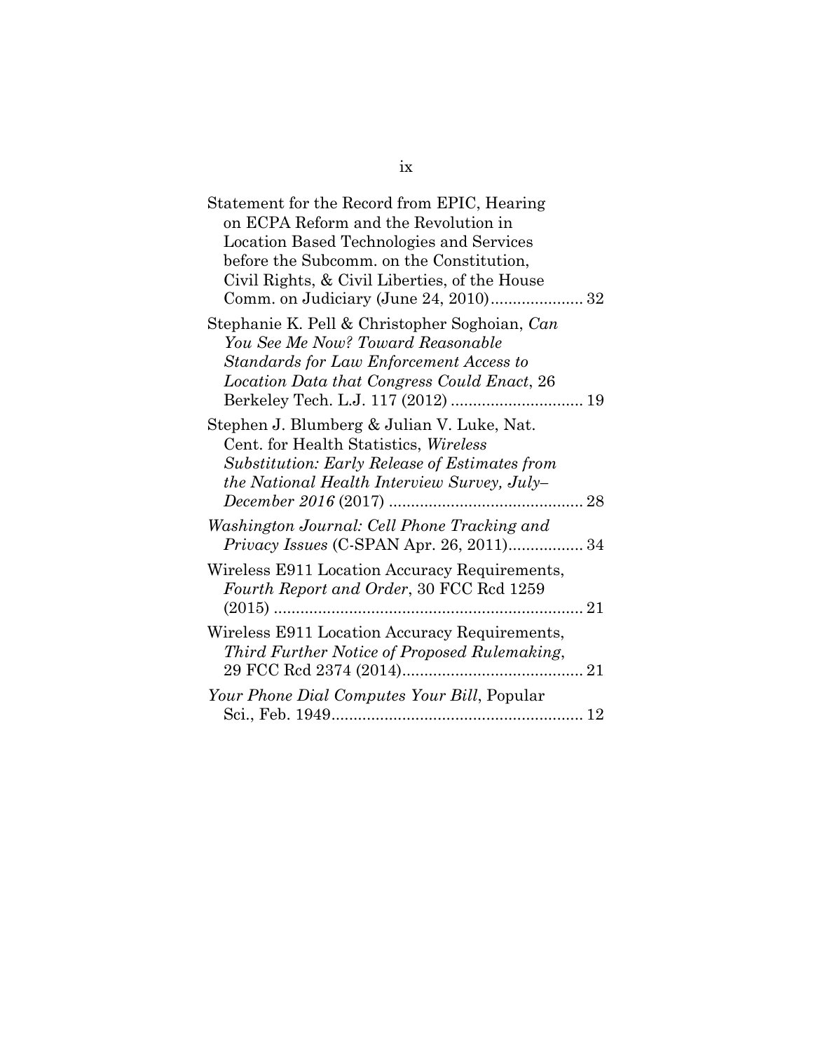Statement for the Record from EPIC, Hearing on ECPA Reform and the Revolution in Location Based Technologies and Services before the Subcomm. on the Constitution, Civil Rights, & Civil Liberties, of the House Comm. on Judiciary (June 24, 2010)..................... 32

Stephanie K. Pell & Christopher Soghoian, *Can You See Me Now? Toward Reasonable Standards for Law Enforcement Access to Location Data that Congress Could Enact*, 26 Berkeley Tech. L.J. 117 (2012) ............................. 19

Stephen J. Blumberg & Julian V. Luke, Nat. Cent. for Health Statistics, *Wireless Substitution: Early Release of Estimates from the National Health Interview Survey, July–December 2016* (2017) ........................................... 28

*Washington Journal: Cell Phone Tracking and Privacy Issues* (C-SPAN Apr. 26, 2011)................. 34

Wireless E911 Location Accuracy Requirements, *Fourth Report and Order*, 30 FCC Rcd 1259 (2015) ...................................................................... 21

Wireless E911 Location Accuracy Requirements, *Third Further Notice of Proposed Rulemaking*, 29 FCC Rcd 2374 (2014)......................................... 21

*Your Phone Dial Computes Your Bill*, Popular Sci., Feb. 1949......................................................... 12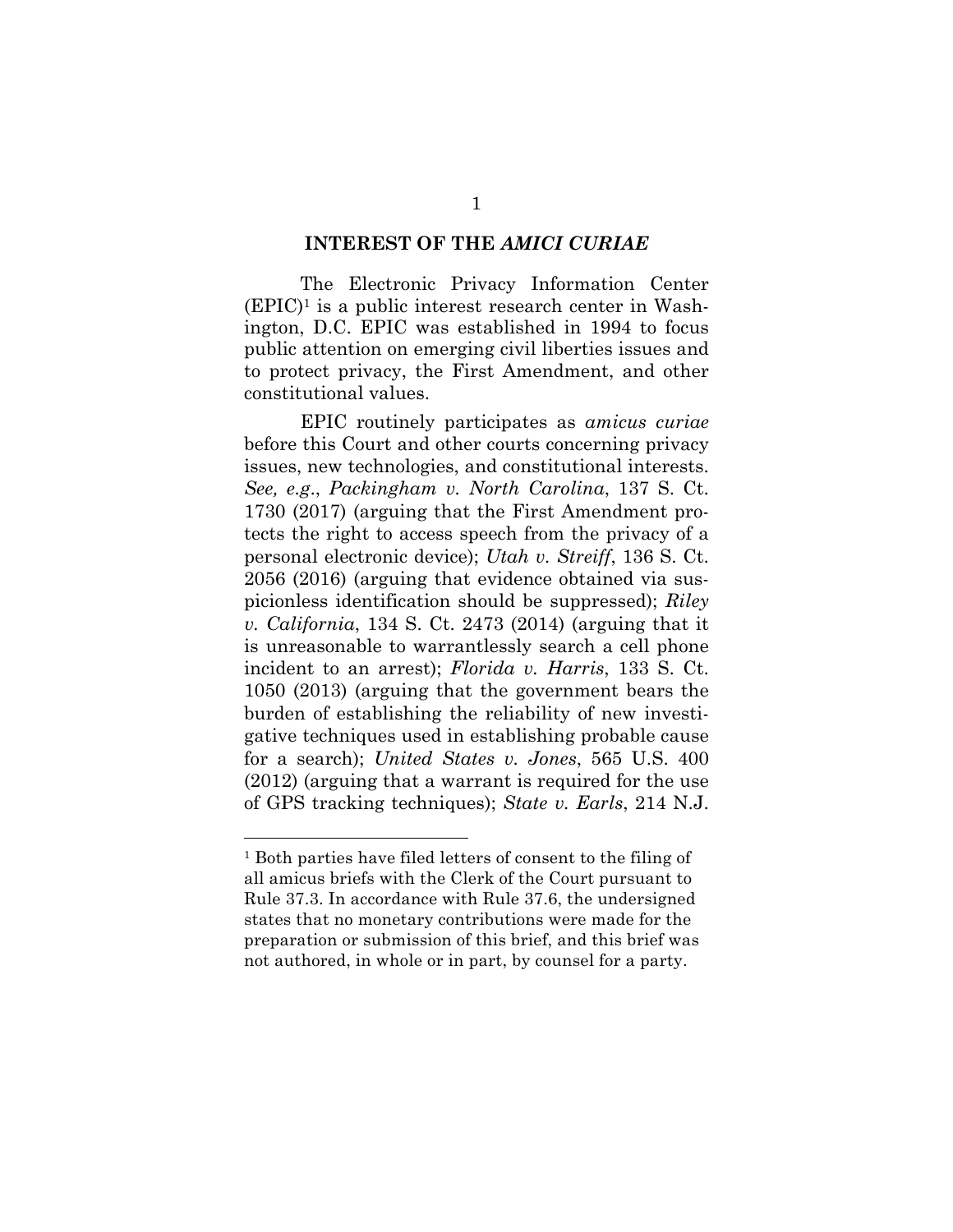## INTEREST OF THE *AMICI CURIAE*

The Electronic Privacy Information Center (EPIC)[1] is a public interest research center in Washington, D.C. EPIC was established in 1994 to focus public attention on emerging civil liberties issues and to protect privacy, the First Amendment, and other constitutional values.

EPIC routinely participates as *amicus curiae* before this Court and other courts concerning privacy issues, new technologies, and constitutional interests. *See, e.g.*, *Packingham v. North Carolina*, 137 S. Ct. 1730 (2017) (arguing that the First Amendment protects the right to access speech from the privacy of a personal electronic device); *Utah v. Streiff*, 136 S. Ct. 2056 (2016) (arguing that evidence obtained via suspicionless identification should be suppressed); *Riley v. California*, 134 S. Ct. 2473 (2014) (arguing that it is unreasonable to warrantlessly search a cell phone incident to an arrest); *Florida v. Harris*, 133 S. Ct. 1050 (2013) (arguing that the government bears the burden of establishing the reliability of new investigative techniques used in establishing probable cause for a search); *United States v. Jones*, 565 U.S. 400 (2012) (arguing that a warrant is required for the use of GPS tracking techniques); *State v. Earls*, 214 N.J.

---

[1] Both parties have filed letters of consent to the filing of all amicus briefs with the Clerk of the Court pursuant to Rule 37.3. In accordance with Rule 37.6, the undersigned states that no monetary contributions were made for the preparation or submission of this brief, and this brief was not authored, in whole or in part, by counsel for a party.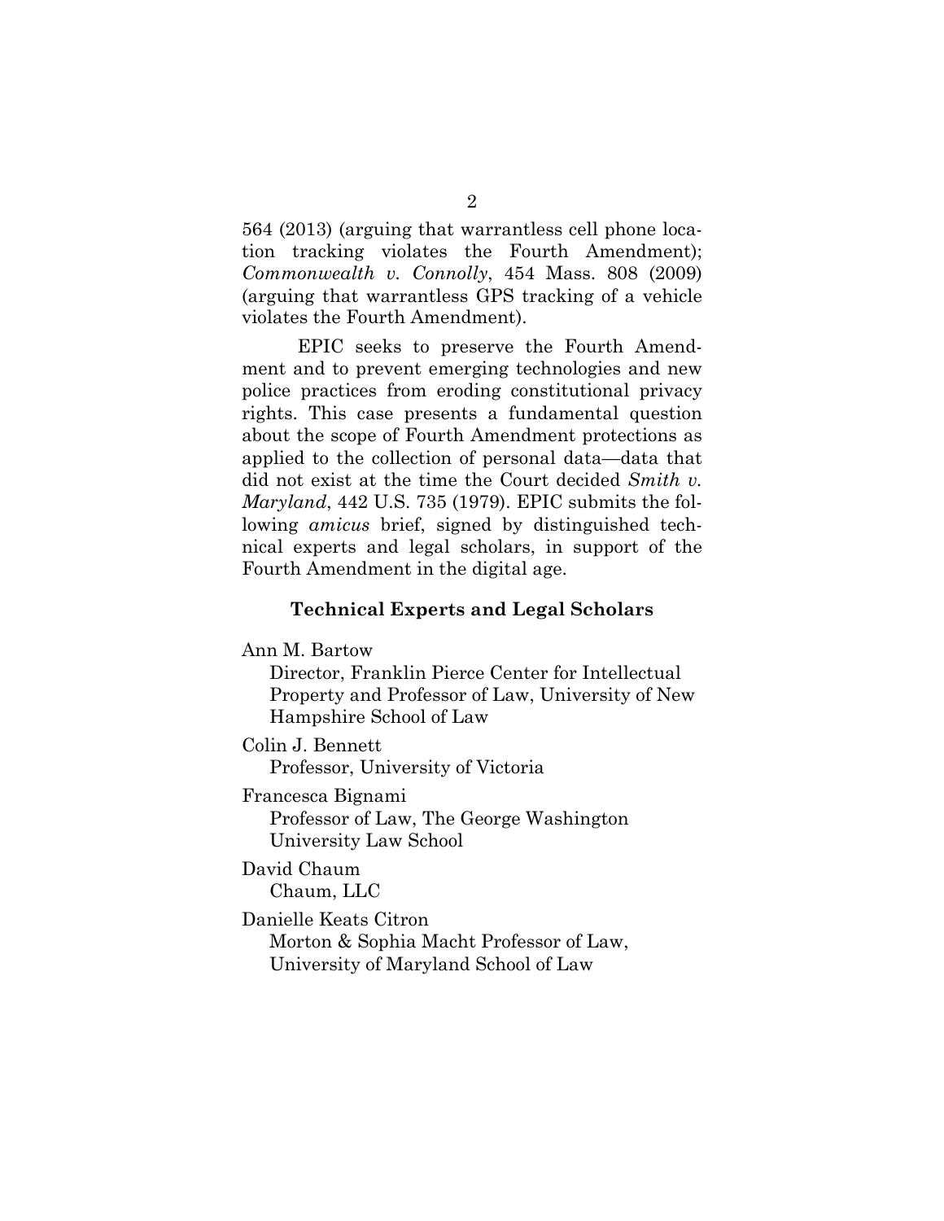564 (2013) (arguing that warrantless cell phone location tracking violates the Fourth Amendment); *Commonwealth v. Connolly*, 454 Mass. 808 (2009) (arguing that warrantless GPS tracking of a vehicle violates the Fourth Amendment).

EPIC seeks to preserve the Fourth Amendment and to prevent emerging technologies and new police practices from eroding constitutional privacy rights. This case presents a fundamental question about the scope of Fourth Amendment protections as applied to the collection of personal data—data that did not exist at the time the Court decided *Smith v. Maryland*, 442 U.S. 735 (1979). EPIC submits the following *amicus* brief, signed by distinguished technical experts and legal scholars, in support of the Fourth Amendment in the digital age.

**Technical Experts and Legal Scholars**

Ann M. Bartow
Director, Franklin Pierce Center for Intellectual Property and Professor of Law, University of New Hampshire School of Law

Colin J. Bennett
Professor, University of Victoria

Francesca Bignami
Professor of Law, The George Washington University Law School

David Chaum
Chaum, LLC

Danielle Keats Citron
Morton & Sophia Macht Professor of Law, University of Maryland School of Law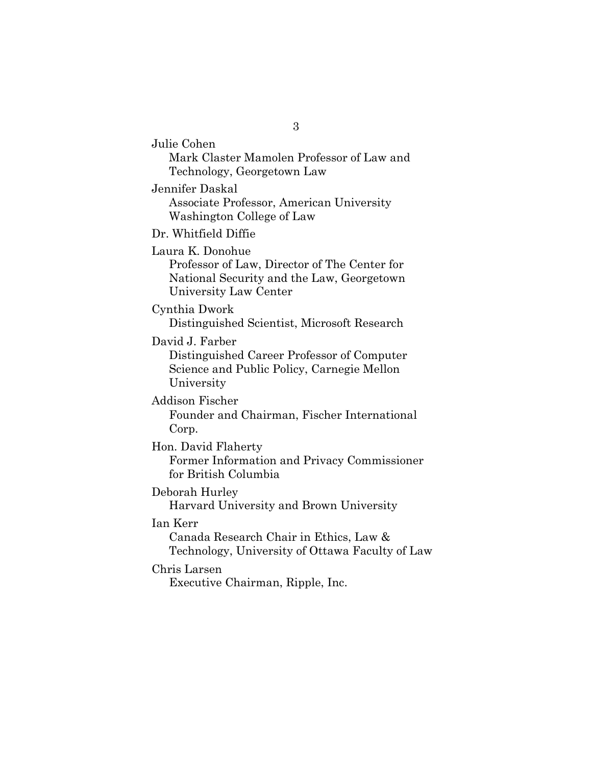Julie Cohen
Mark Claster Mamolen Professor of Law and Technology, Georgetown Law

Jennifer Daskal
Associate Professor, American University Washington College of Law

Dr. Whitfield Diffie

Laura K. Donohue
Professor of Law, Director of The Center for National Security and the Law, Georgetown University Law Center

Cynthia Dwork
Distinguished Scientist, Microsoft Research

David J. Farber
Distinguished Career Professor of Computer Science and Public Policy, Carnegie Mellon University

Addison Fischer
Founder and Chairman, Fischer International Corp.

Hon. David Flaherty
Former Information and Privacy Commissioner for British Columbia

Deborah Hurley
Harvard University and Brown University

Ian Kerr
Canada Research Chair in Ethics, Law & Technology, University of Ottawa Faculty of Law

Chris Larsen
Executive Chairman, Ripple, Inc.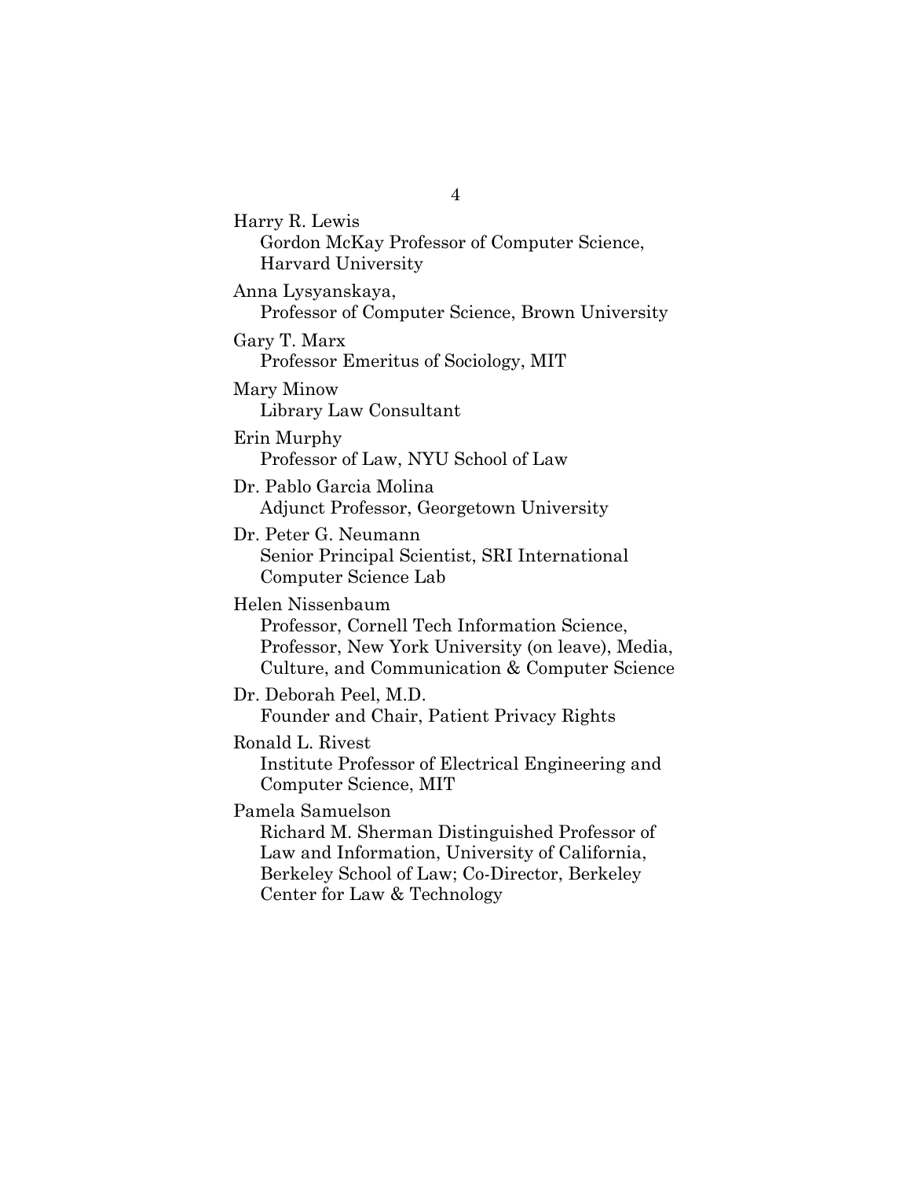Harry R. Lewis
Gordon McKay Professor of Computer Science, Harvard University

Anna Lysyanskaya,
Professor of Computer Science, Brown University

Gary T. Marx
Professor Emeritus of Sociology, MIT

Mary Minow
Library Law Consultant

Erin Murphy
Professor of Law, NYU School of Law

Dr. Pablo Garcia Molina
Adjunct Professor, Georgetown University

Dr. Peter G. Neumann
Senior Principal Scientist, SRI International Computer Science Lab

Helen Nissenbaum
Professor, Cornell Tech Information Science, Professor, New York University (on leave), Media, Culture, and Communication & Computer Science

Dr. Deborah Peel, M.D.
Founder and Chair, Patient Privacy Rights

Ronald L. Rivest
Institute Professor of Electrical Engineering and Computer Science, MIT

Pamela Samuelson
Richard M. Sherman Distinguished Professor of Law and Information, University of California, Berkeley School of Law; Co-Director, Berkeley Center for Law & Technology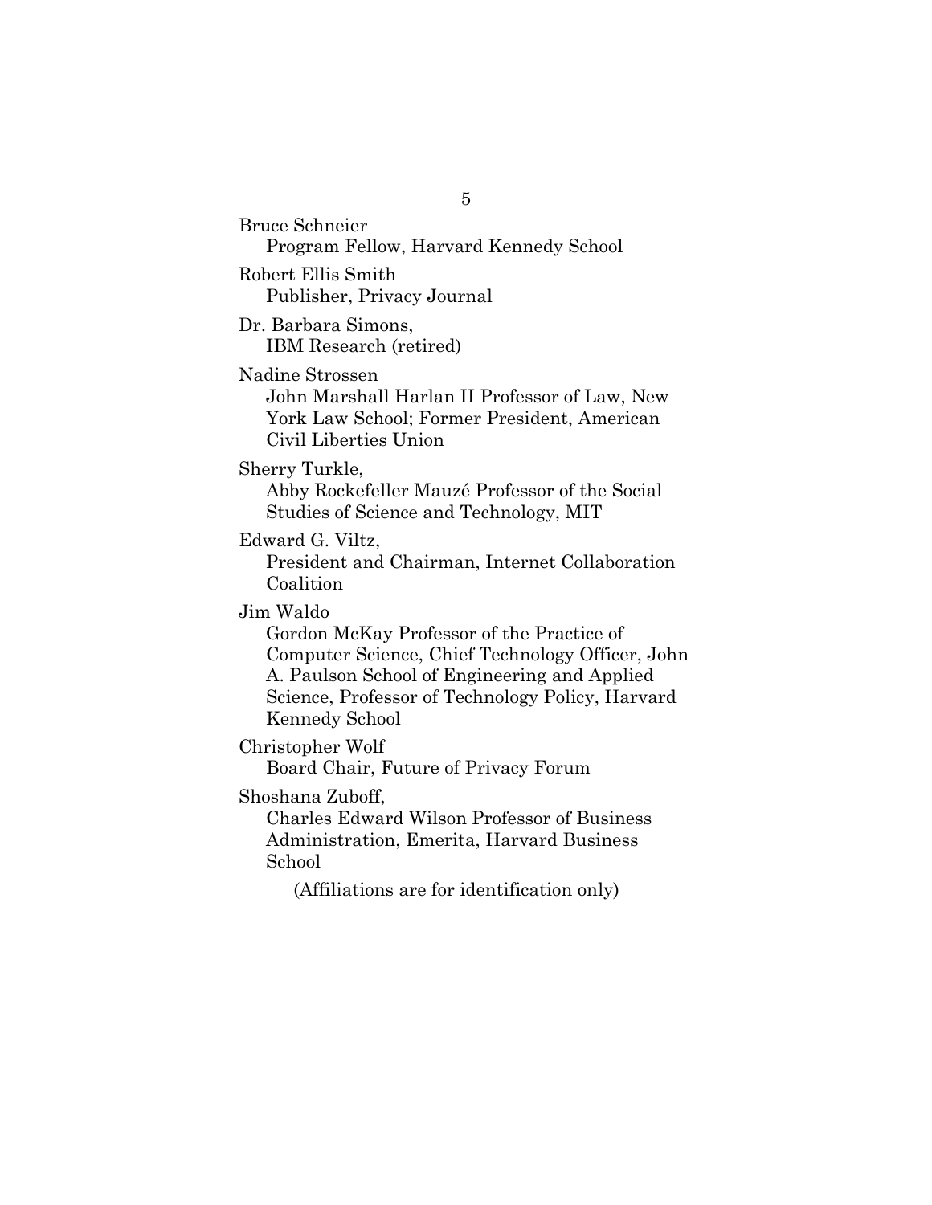Bruce Schneier
Program Fellow, Harvard Kennedy School

Robert Ellis Smith
Publisher, Privacy Journal

Dr. Barbara Simons,
IBM Research (retired)

Nadine Strossen
John Marshall Harlan II Professor of Law, New York Law School; Former President, American Civil Liberties Union

Sherry Turkle,
Abby Rockefeller Mauzé Professor of the Social Studies of Science and Technology, MIT

Edward G. Viltz,
President and Chairman, Internet Collaboration Coalition

Jim Waldo
Gordon McKay Professor of the Practice of Computer Science, Chief Technology Officer, John A. Paulson School of Engineering and Applied Science, Professor of Technology Policy, Harvard Kennedy School

Christopher Wolf
Board Chair, Future of Privacy Forum

Shoshana Zuboff,
Charles Edward Wilson Professor of Business Administration, Emerita, Harvard Business School

(Affiliations are for identification only)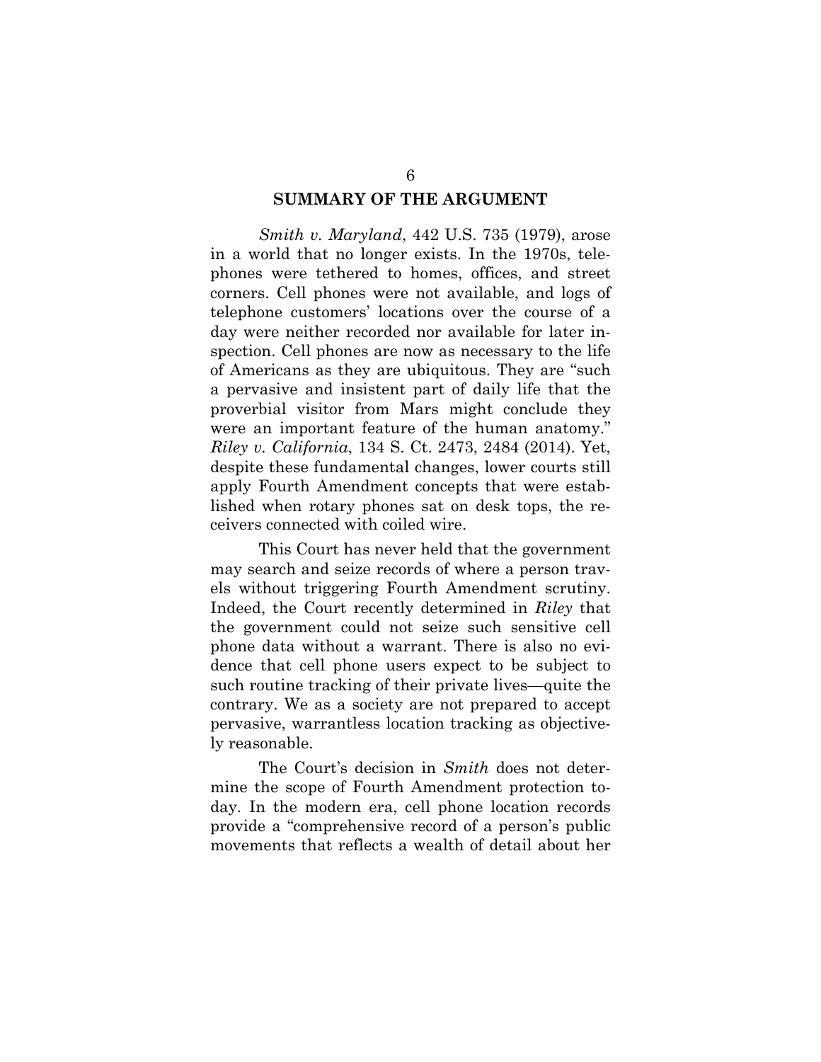## SUMMARY OF THE ARGUMENT

*Smith v. Maryland*, 442 U.S. 735 (1979), arose in a world that no longer exists. In the 1970s, telephones were tethered to homes, offices, and street corners. Cell phones were not available, and logs of telephone customers' locations over the course of a day were neither recorded nor available for later inspection. Cell phones are now as necessary to the life of Americans as they are ubiquitous. They are "such a pervasive and insistent part of daily life that the proverbial visitor from Mars might conclude they were an important feature of the human anatomy." *Riley v. California*, 134 S. Ct. 2473, 2484 (2014). Yet, despite these fundamental changes, lower courts still apply Fourth Amendment concepts that were established when rotary phones sat on desk tops, the receivers connected with coiled wire.

This Court has never held that the government may search and seize records of where a person travels without triggering Fourth Amendment scrutiny. Indeed, the Court recently determined in *Riley* that the government could not seize such sensitive cell phone data without a warrant. There is also no evidence that cell phone users expect to be subject to such routine tracking of their private lives—quite the contrary. We as a society are not prepared to accept pervasive, warrantless location tracking as objectively reasonable.

The Court's decision in *Smith* does not determine the scope of Fourth Amendment protection today. In the modern era, cell phone location records provide a "comprehensive record of a person's public movements that reflects a wealth of detail about her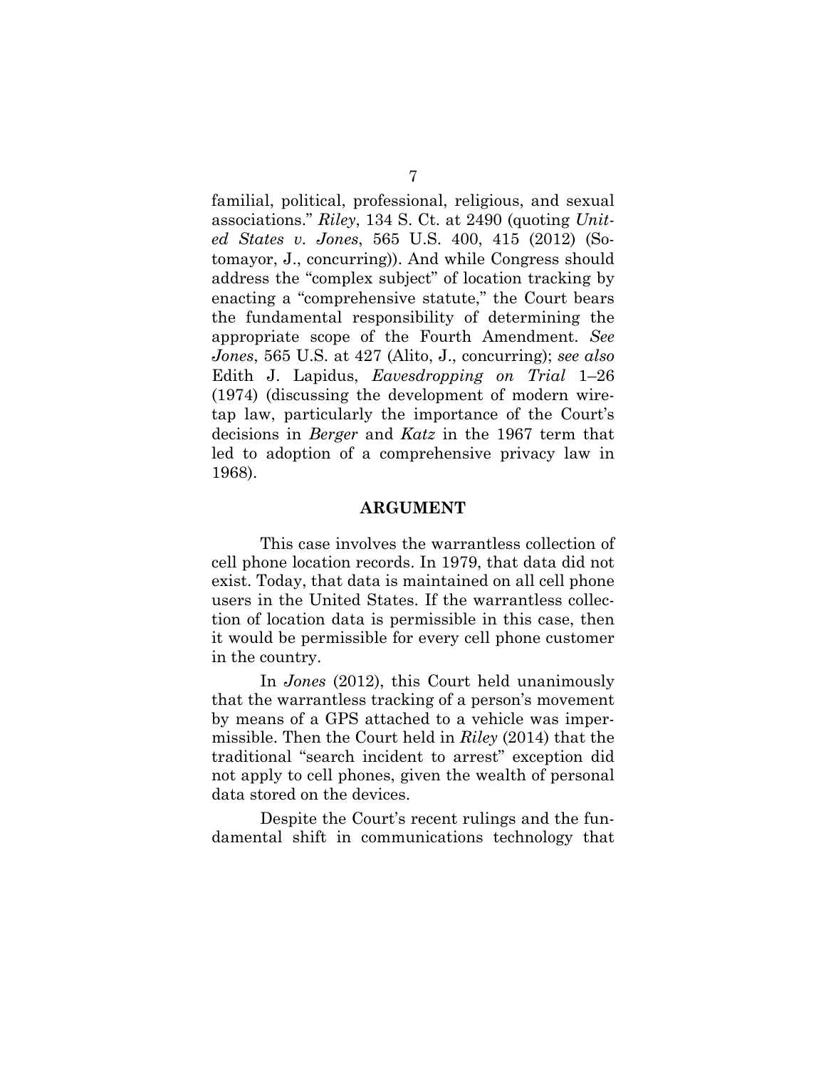familial, political, professional, religious, and sexual associations." *Riley*, 134 S. Ct. at 2490 (quoting *United States v. Jones*, 565 U.S. 400, 415 (2012) (Sotomayor, J., concurring)). And while Congress should address the "complex subject" of location tracking by enacting a "comprehensive statute," the Court bears the fundamental responsibility of determining the appropriate scope of the Fourth Amendment. *See Jones*, 565 U.S. at 427 (Alito, J., concurring); *see also* Edith J. Lapidus, *Eavesdropping on Trial* 1–26 (1974) (discussing the development of modern wiretap law, particularly the importance of the Court's decisions in *Berger* and *Katz* in the 1967 term that led to adoption of a comprehensive privacy law in 1968).

## ARGUMENT

This case involves the warrantless collection of cell phone location records. In 1979, that data did not exist. Today, that data is maintained on all cell phone users in the United States. If the warrantless collection of location data is permissible in this case, then it would be permissible for every cell phone customer in the country.

In *Jones* (2012), this Court held unanimously that the warrantless tracking of a person's movement by means of a GPS attached to a vehicle was impermissible. Then the Court held in *Riley* (2014) that the traditional "search incident to arrest" exception did not apply to cell phones, given the wealth of personal data stored on the devices.

Despite the Court's recent rulings and the fundamental shift in communications technology that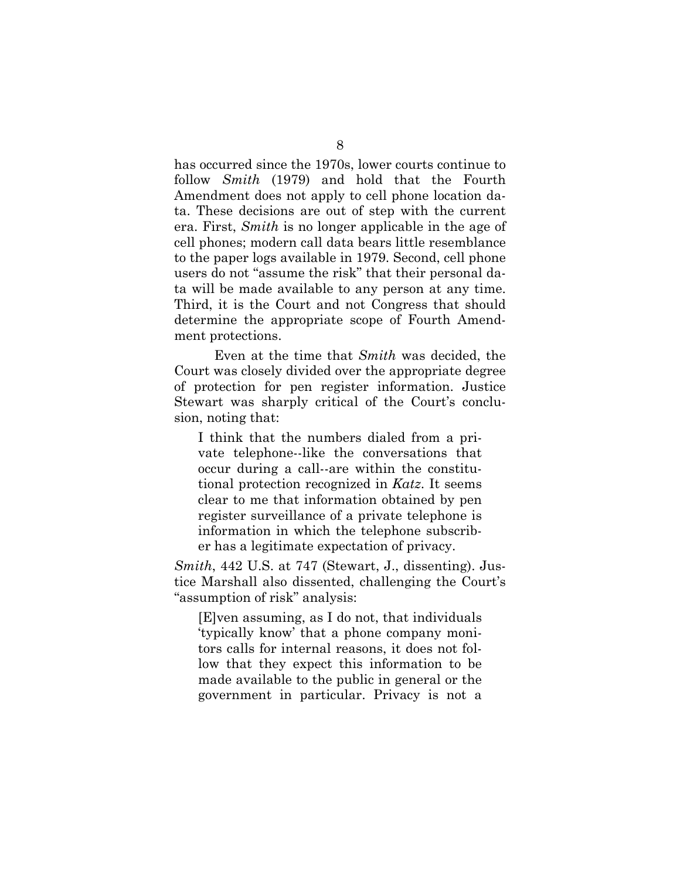has occurred since the 1970s, lower courts continue to follow *Smith* (1979) and hold that the Fourth Amendment does not apply to cell phone location data. These decisions are out of step with the current era. First, *Smith* is no longer applicable in the age of cell phones; modern call data bears little resemblance to the paper logs available in 1979. Second, cell phone users do not "assume the risk" that their personal data will be made available to any person at any time. Third, it is the Court and not Congress that should determine the appropriate scope of Fourth Amendment protections.

Even at the time that *Smith* was decided, the Court was closely divided over the appropriate degree of protection for pen register information. Justice Stewart was sharply critical of the Court's conclusion, noting that:

> I think that the numbers dialed from a private telephone--like the conversations that occur during a call--are within the constitutional protection recognized in *Katz*. It seems clear to me that information obtained by pen register surveillance of a private telephone is information in which the telephone subscriber has a legitimate expectation of privacy.

*Smith*, 442 U.S. at 747 (Stewart, J., dissenting). Justice Marshall also dissented, challenging the Court's "assumption of risk" analysis:

> [E]ven assuming, as I do not, that individuals 'typically know' that a phone company monitors calls for internal reasons, it does not follow that they expect this information to be made available to the public in general or the government in particular. Privacy is not a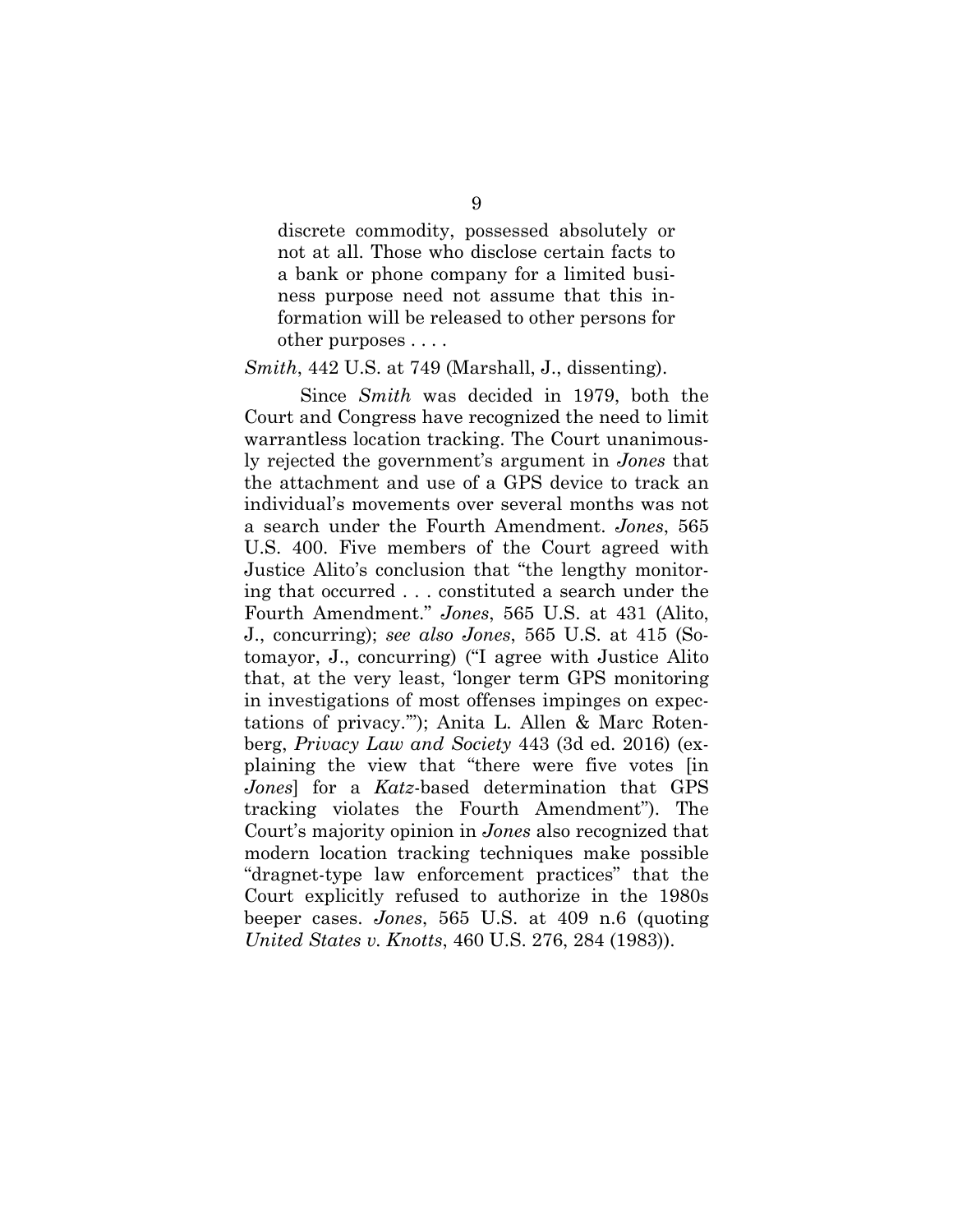> discrete commodity, possessed absolutely or not at all. Those who disclose certain facts to a bank or phone company for a limited business purpose need not assume that this information will be released to other persons for other purposes . . . .

*Smith*, 442 U.S. at 749 (Marshall, J., dissenting).

Since *Smith* was decided in 1979, both the Court and Congress have recognized the need to limit warrantless location tracking. The Court unanimously rejected the government's argument in *Jones* that the attachment and use of a GPS device to track an individual's movements over several months was not a search under the Fourth Amendment. *Jones*, 565 U.S. 400. Five members of the Court agreed with Justice Alito's conclusion that "the lengthy monitoring that occurred . . . constituted a search under the Fourth Amendment." *Jones*, 565 U.S. at 431 (Alito, J., concurring); *see also Jones*, 565 U.S. at 415 (Sotomayor, J., concurring) ("I agree with Justice Alito that, at the very least, 'longer term GPS monitoring in investigations of most offenses impinges on expectations of privacy.'"); Anita L. Allen & Marc Rotenberg, *Privacy Law and Society* 443 (3d ed. 2016) (explaining the view that "there were five votes [in *Jones*] for a *Katz*-based determination that GPS tracking violates the Fourth Amendment"). The Court's majority opinion in *Jones* also recognized that modern location tracking techniques make possible "dragnet-type law enforcement practices" that the Court explicitly refused to authorize in the 1980s beeper cases. *Jones*, 565 U.S. at 409 n.6 (quoting *United States v. Knotts*, 460 U.S. 276, 284 (1983)).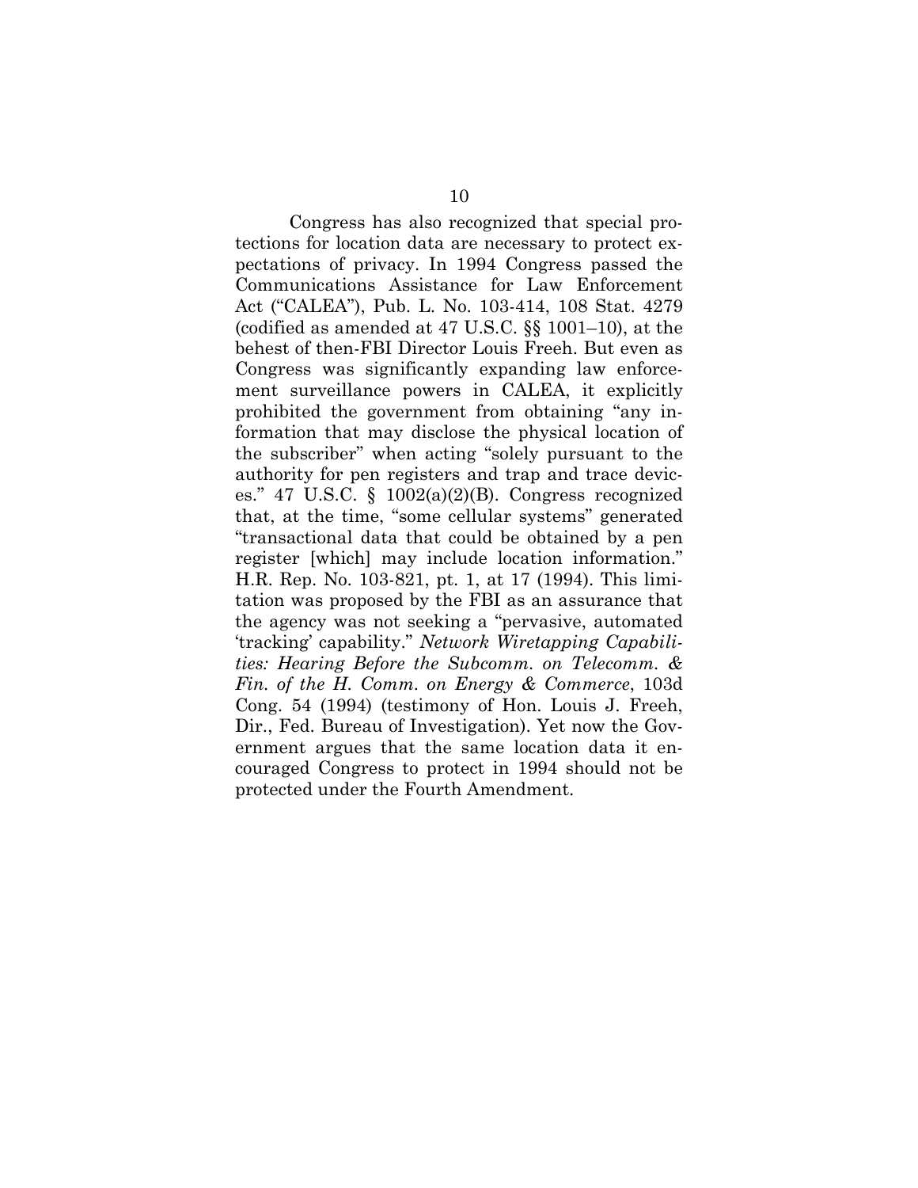Congress has also recognized that special protections for location data are necessary to protect expectations of privacy. In 1994 Congress passed the Communications Assistance for Law Enforcement Act ("CALEA"), Pub. L. No. 103-414, 108 Stat. 4279 (codified as amended at 47 U.S.C. §§ 1001–10), at the behest of then-FBI Director Louis Freeh. But even as Congress was significantly expanding law enforcement surveillance powers in CALEA, it explicitly prohibited the government from obtaining "any information that may disclose the physical location of the subscriber" when acting "solely pursuant to the authority for pen registers and trap and trace devices." 47 U.S.C. § 1002(a)(2)(B). Congress recognized that, at the time, "some cellular systems" generated "transactional data that could be obtained by a pen register [which] may include location information." H.R. Rep. No. 103-821, pt. 1, at 17 (1994). This limitation was proposed by the FBI as an assurance that the agency was not seeking a "pervasive, automated 'tracking' capability." *Network Wiretapping Capabilities: Hearing Before the Subcomm. on Telecomm. & Fin. of the H. Comm. on Energy & Commerce*, 103d Cong. 54 (1994) (testimony of Hon. Louis J. Freeh, Dir., Fed. Bureau of Investigation). Yet now the Government argues that the same location data it encouraged Congress to protect in 1994 should not be protected under the Fourth Amendment.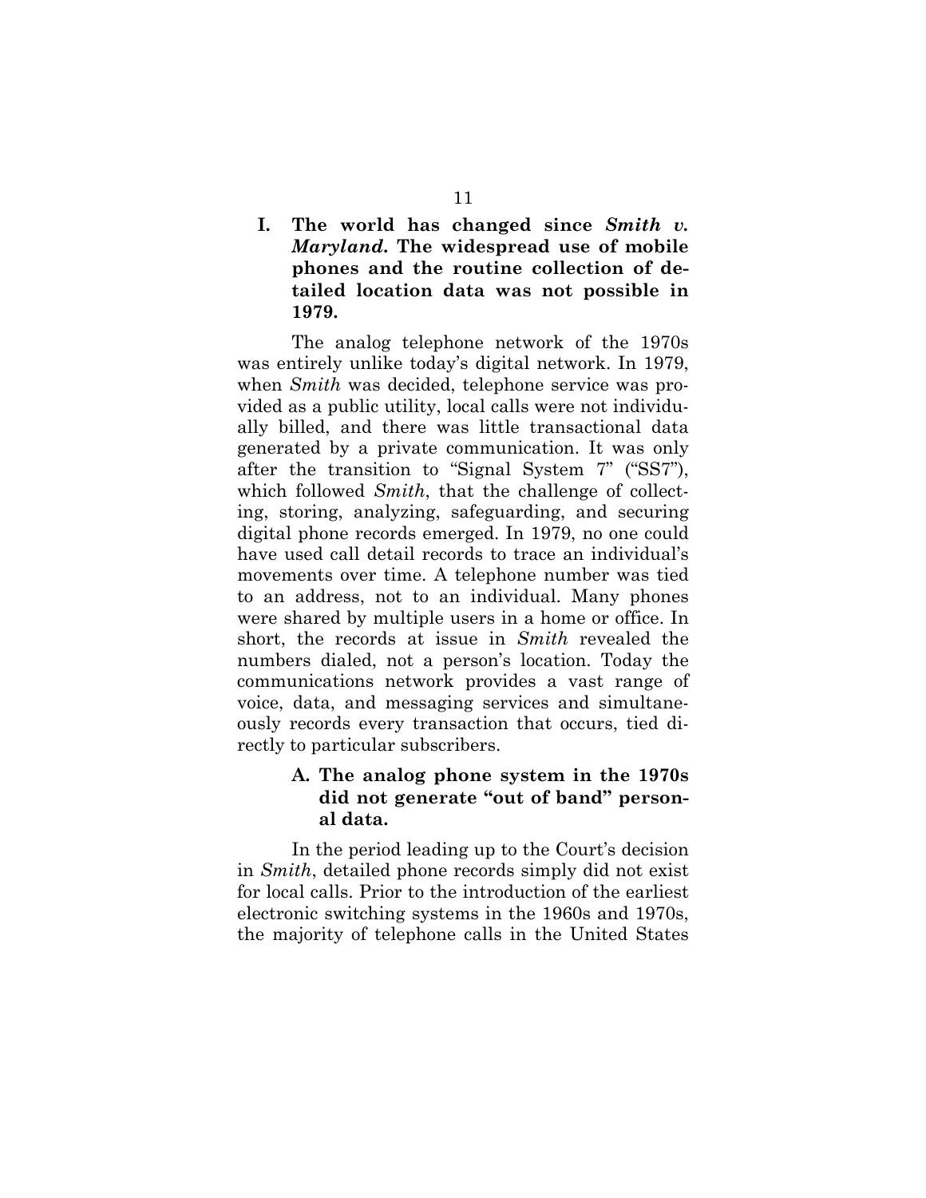## I. The world has changed since *Smith v. Maryland*. The widespread use of mobile phones and the routine collection of detailed location data was not possible in 1979.

The analog telephone network of the 1970s was entirely unlike today's digital network. In 1979, when *Smith* was decided, telephone service was provided as a public utility, local calls were not individually billed, and there was little transactional data generated by a private communication. It was only after the transition to "Signal System 7" ("SS7"), which followed *Smith*, that the challenge of collecting, storing, analyzing, safeguarding, and securing digital phone records emerged. In 1979, no one could have used call detail records to trace an individual's movements over time. A telephone number was tied to an address, not to an individual. Many phones were shared by multiple users in a home or office. In short, the records at issue in *Smith* revealed the numbers dialed, not a person's location. Today the communications network provides a vast range of voice, data, and messaging services and simultaneously records every transaction that occurs, tied directly to particular subscribers.

### A. The analog phone system in the 1970s did not generate "out of band" personal data.

In the period leading up to the Court's decision in *Smith*, detailed phone records simply did not exist for local calls. Prior to the introduction of the earliest electronic switching systems in the 1960s and 1970s, the majority of telephone calls in the United States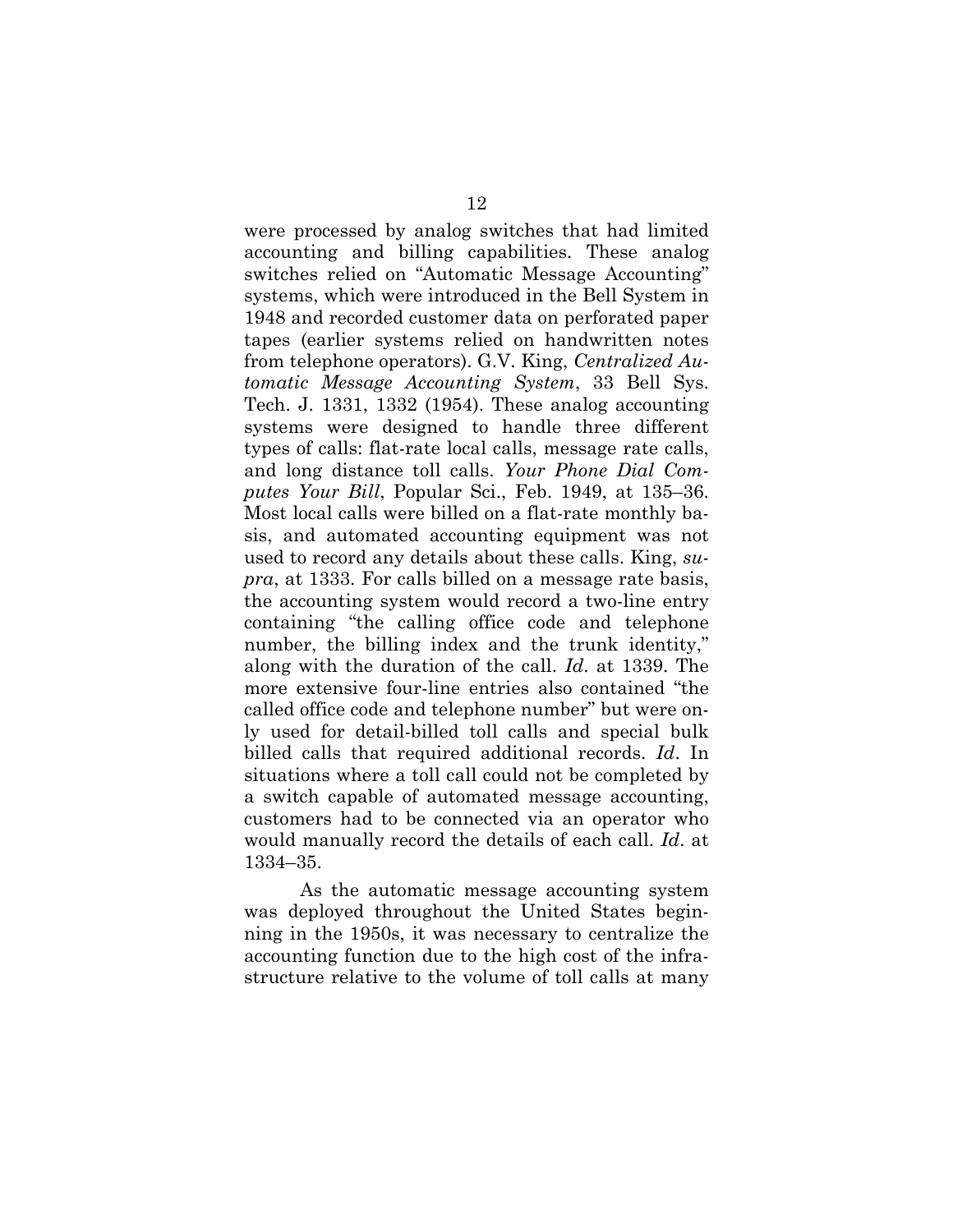were processed by analog switches that had limited accounting and billing capabilities. These analog switches relied on "Automatic Message Accounting" systems, which were introduced in the Bell System in 1948 and recorded customer data on perforated paper tapes (earlier systems relied on handwritten notes from telephone operators). G.V. King, *Centralized Automatic Message Accounting System*, 33 Bell Sys. Tech. J. 1331, 1332 (1954). These analog accounting systems were designed to handle three different types of calls: flat-rate local calls, message rate calls, and long distance toll calls. *Your Phone Dial Computes Your Bill*, Popular Sci., Feb. 1949, at 135–36. Most local calls were billed on a flat-rate monthly basis, and automated accounting equipment was not used to record any details about these calls. King, *supra*, at 1333. For calls billed on a message rate basis, the accounting system would record a two-line entry containing "the calling office code and telephone number, the billing index and the trunk identity," along with the duration of the call. *Id*. at 1339. The more extensive four-line entries also contained "the called office code and telephone number" but were only used for detail-billed toll calls and special bulk billed calls that required additional records. *Id*. In situations where a toll call could not be completed by a switch capable of automated message accounting, customers had to be connected via an operator who would manually record the details of each call. *Id*. at 1334–35.

As the automatic message accounting system was deployed throughout the United States beginning in the 1950s, it was necessary to centralize the accounting function due to the high cost of the infrastructure relative to the volume of toll calls at many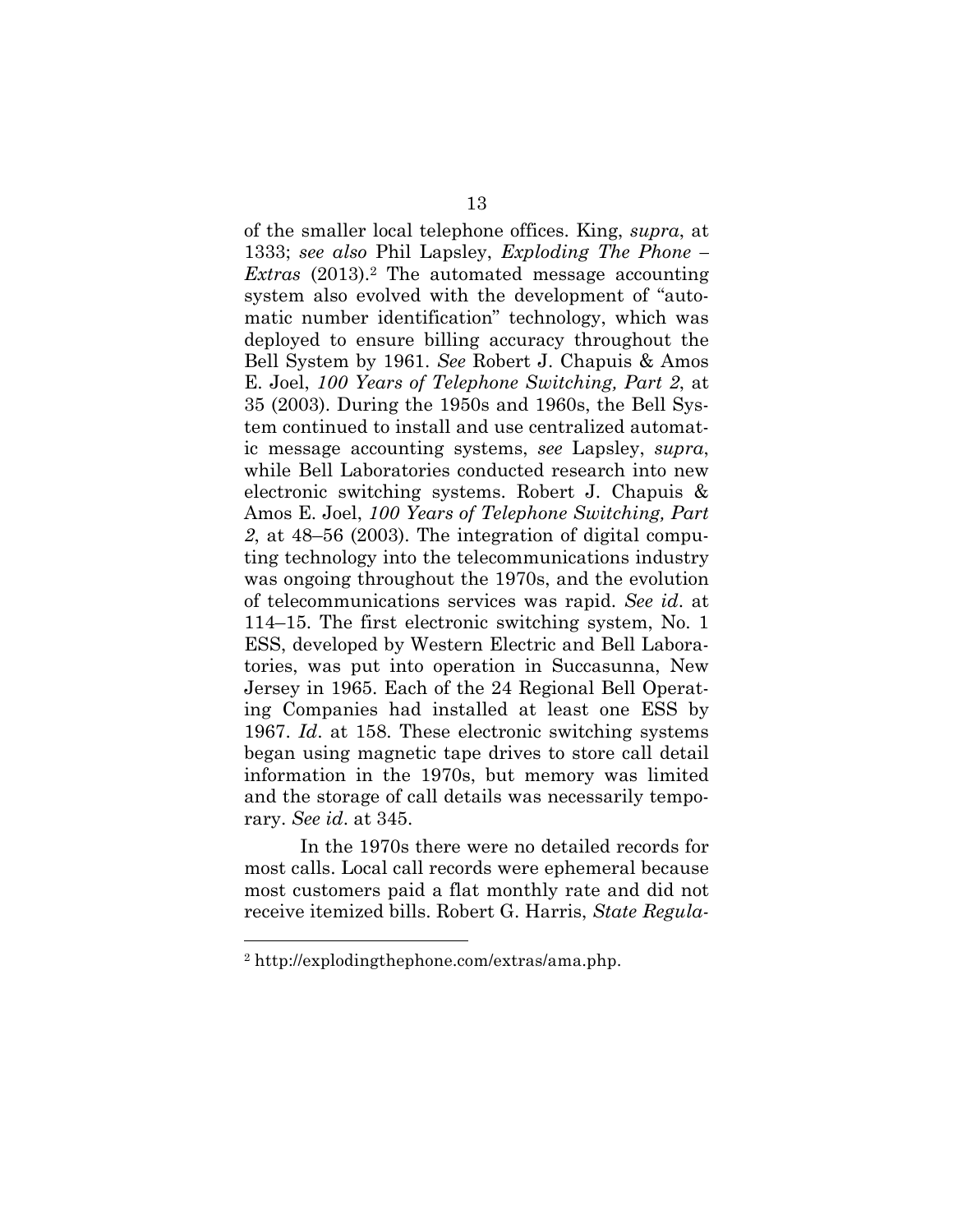of the smaller local telephone offices. King, *supra*, at 1333; *see also* Phil Lapsley, *Exploding The Phone – Extras* (2013).[2] The automated message accounting system also evolved with the development of "automatic number identification" technology, which was deployed to ensure billing accuracy throughout the Bell System by 1961. *See* Robert J. Chapuis & Amos E. Joel, *100 Years of Telephone Switching, Part 2*, at 35 (2003). During the 1950s and 1960s, the Bell System continued to install and use centralized automatic message accounting systems, *see* Lapsley, *supra*, while Bell Laboratories conducted research into new electronic switching systems. Robert J. Chapuis & Amos E. Joel, *100 Years of Telephone Switching, Part 2*, at 48–56 (2003). The integration of digital computing technology into the telecommunications industry was ongoing throughout the 1970s, and the evolution of telecommunications services was rapid. *See id*. at 114–15. The first electronic switching system, No. 1 ESS, developed by Western Electric and Bell Laboratories, was put into operation in Succasunna, New Jersey in 1965. Each of the 24 Regional Bell Operating Companies had installed at least one ESS by 1967. *Id*. at 158. These electronic switching systems began using magnetic tape drives to store call detail information in the 1970s, but memory was limited and the storage of call details was necessarily temporary. *See id*. at 345.

In the 1970s there were no detailed records for most calls. Local call records were ephemeral because most customers paid a flat monthly rate and did not receive itemized bills. Robert G. Harris, *State Regula-*

---

[2] http://explodingthephone.com/extras/ama.php.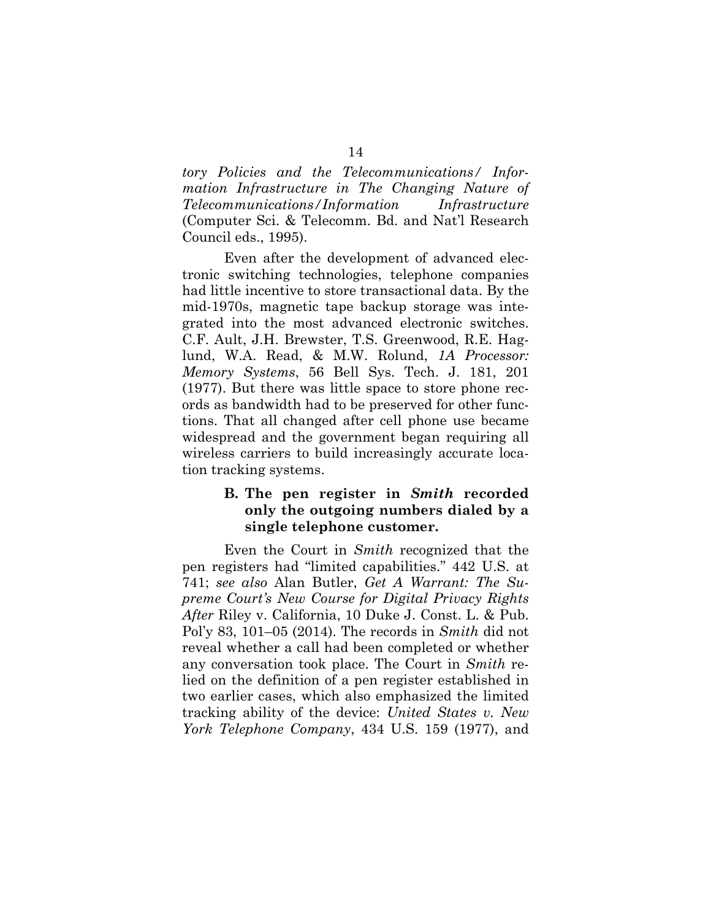*tory Policies and the Telecommunications/ Information Infrastructure in The Changing Nature of Telecommunications/Information Infrastructure* (Computer Sci. & Telecomm. Bd. and Nat'l Research Council eds., 1995).

Even after the development of advanced electronic switching technologies, telephone companies had little incentive to store transactional data. By the mid-1970s, magnetic tape backup storage was integrated into the most advanced electronic switches. C.F. Ault, J.H. Brewster, T.S. Greenwood, R.E. Haglund, W.A. Read, & M.W. Rolund, *1A Processor: Memory Systems*, 56 Bell Sys. Tech. J. 181, 201 (1977). But there was little space to store phone records as bandwidth had to be preserved for other functions. That all changed after cell phone use became widespread and the government began requiring all wireless carriers to build increasingly accurate location tracking systems.

### B. The pen register in *Smith* recorded only the outgoing numbers dialed by a single telephone customer.

Even the Court in *Smith* recognized that the pen registers had "limited capabilities." 442 U.S. at 741; *see also* Alan Butler, *Get A Warrant: The Supreme Court's New Course for Digital Privacy Rights After* Riley v. California, 10 Duke J. Const. L. & Pub. Pol'y 83, 101–05 (2014). The records in *Smith* did not reveal whether a call had been completed or whether any conversation took place. The Court in *Smith* relied on the definition of a pen register established in two earlier cases, which also emphasized the limited tracking ability of the device: *United States v. New York Telephone Company*, 434 U.S. 159 (1977), and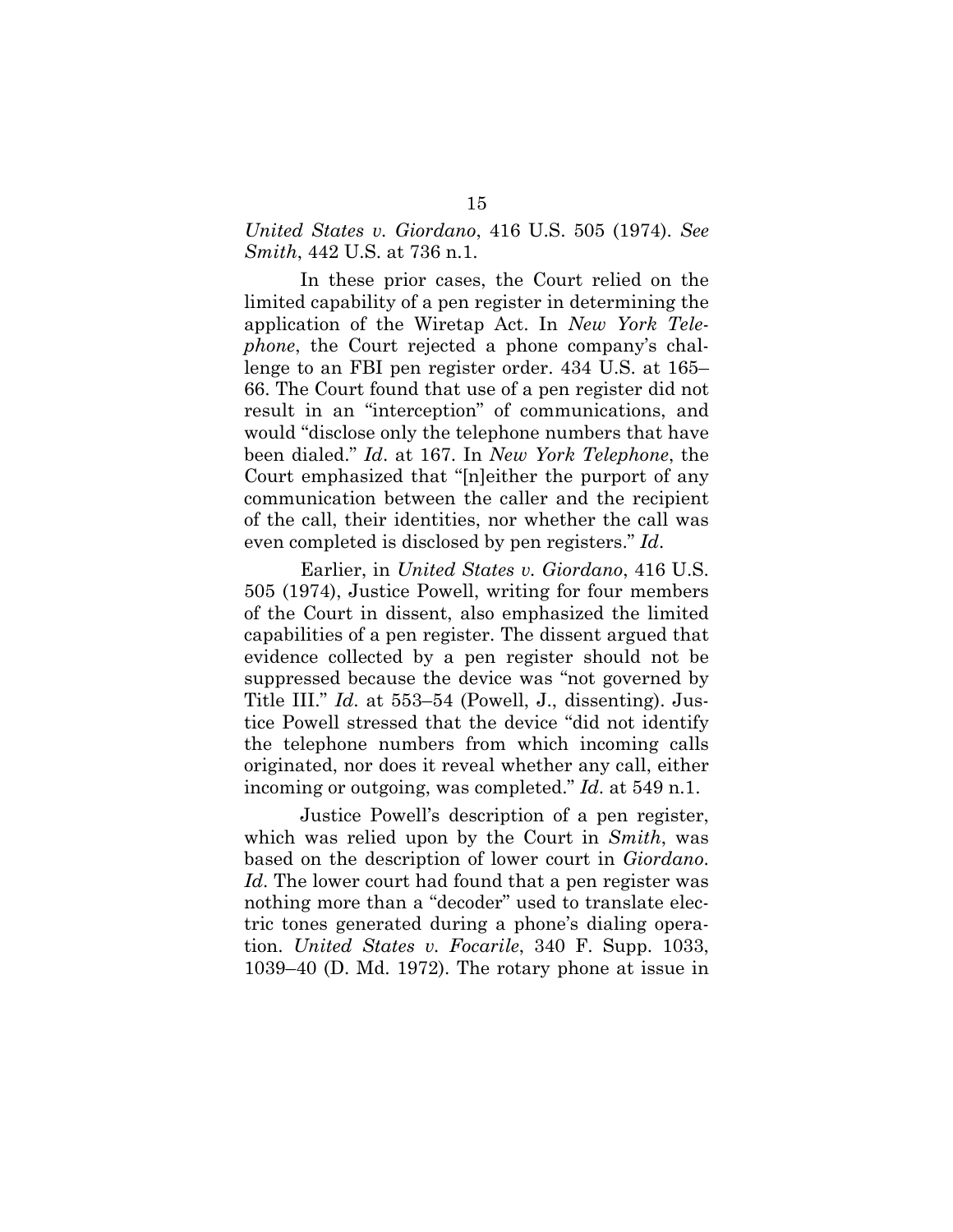*United States v. Giordano*, 416 U.S. 505 (1974). *See Smith*, 442 U.S. at 736 n.1.

In these prior cases, the Court relied on the limited capability of a pen register in determining the application of the Wiretap Act. In *New York Telephone*, the Court rejected a phone company's challenge to an FBI pen register order. 434 U.S. at 165–66. The Court found that use of a pen register did not result in an "interception" of communications, and would "disclose only the telephone numbers that have been dialed." *Id*. at 167. In *New York Telephone*, the Court emphasized that "[n]either the purport of any communication between the caller and the recipient of the call, their identities, nor whether the call was even completed is disclosed by pen registers." *Id*.

Earlier, in *United States v. Giordano*, 416 U.S. 505 (1974), Justice Powell, writing for four members of the Court in dissent, also emphasized the limited capabilities of a pen register. The dissent argued that evidence collected by a pen register should not be suppressed because the device was "not governed by Title III." *Id*. at 553–54 (Powell, J., dissenting). Justice Powell stressed that the device "did not identify the telephone numbers from which incoming calls originated, nor does it reveal whether any call, either incoming or outgoing, was completed." *Id*. at 549 n.1.

Justice Powell's description of a pen register, which was relied upon by the Court in *Smith*, was based on the description of lower court in *Giordano*. *Id*. The lower court had found that a pen register was nothing more than a "decoder" used to translate electric tones generated during a phone's dialing operation. *United States v. Focarile*, 340 F. Supp. 1033, 1039–40 (D. Md. 1972). The rotary phone at issue in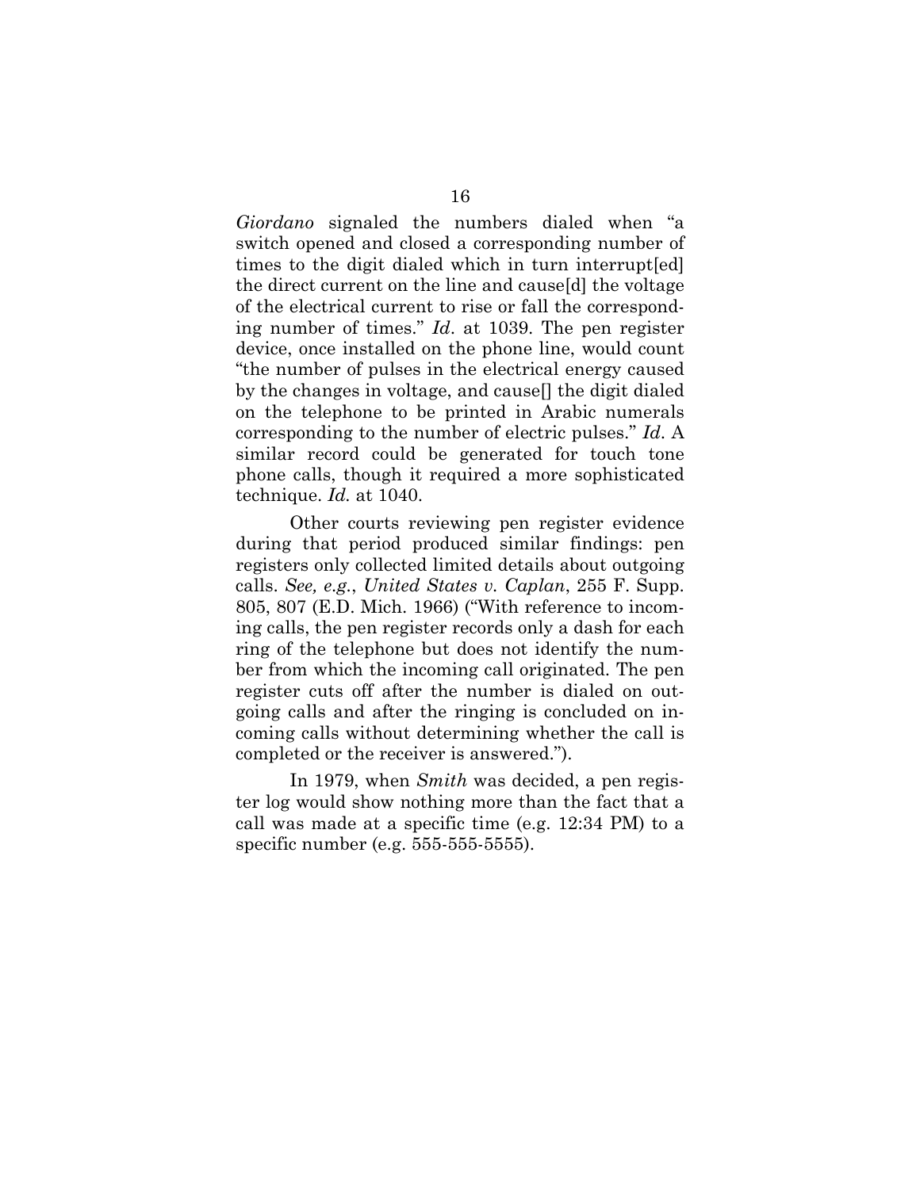*Giordano* signaled the numbers dialed when "a switch opened and closed a corresponding number of times to the digit dialed which in turn interrupt[ed] the direct current on the line and cause[d] the voltage of the electrical current to rise or fall the corresponding number of times." *Id*. at 1039. The pen register device, once installed on the phone line, would count "the number of pulses in the electrical energy caused by the changes in voltage, and cause[] the digit dialed on the telephone to be printed in Arabic numerals corresponding to the number of electric pulses." *Id*. A similar record could be generated for touch tone phone calls, though it required a more sophisticated technique. *Id.* at 1040.

Other courts reviewing pen register evidence during that period produced similar findings: pen registers only collected limited details about outgoing calls. *See, e.g.*, *United States v. Caplan*, 255 F. Supp. 805, 807 (E.D. Mich. 1966) ("With reference to incoming calls, the pen register records only a dash for each ring of the telephone but does not identify the number from which the incoming call originated. The pen register cuts off after the number is dialed on outgoing calls and after the ringing is concluded on incoming calls without determining whether the call is completed or the receiver is answered.").

In 1979, when *Smith* was decided, a pen register log would show nothing more than the fact that a call was made at a specific time (e.g. 12:34 PM) to a specific number (e.g. 555-555-5555).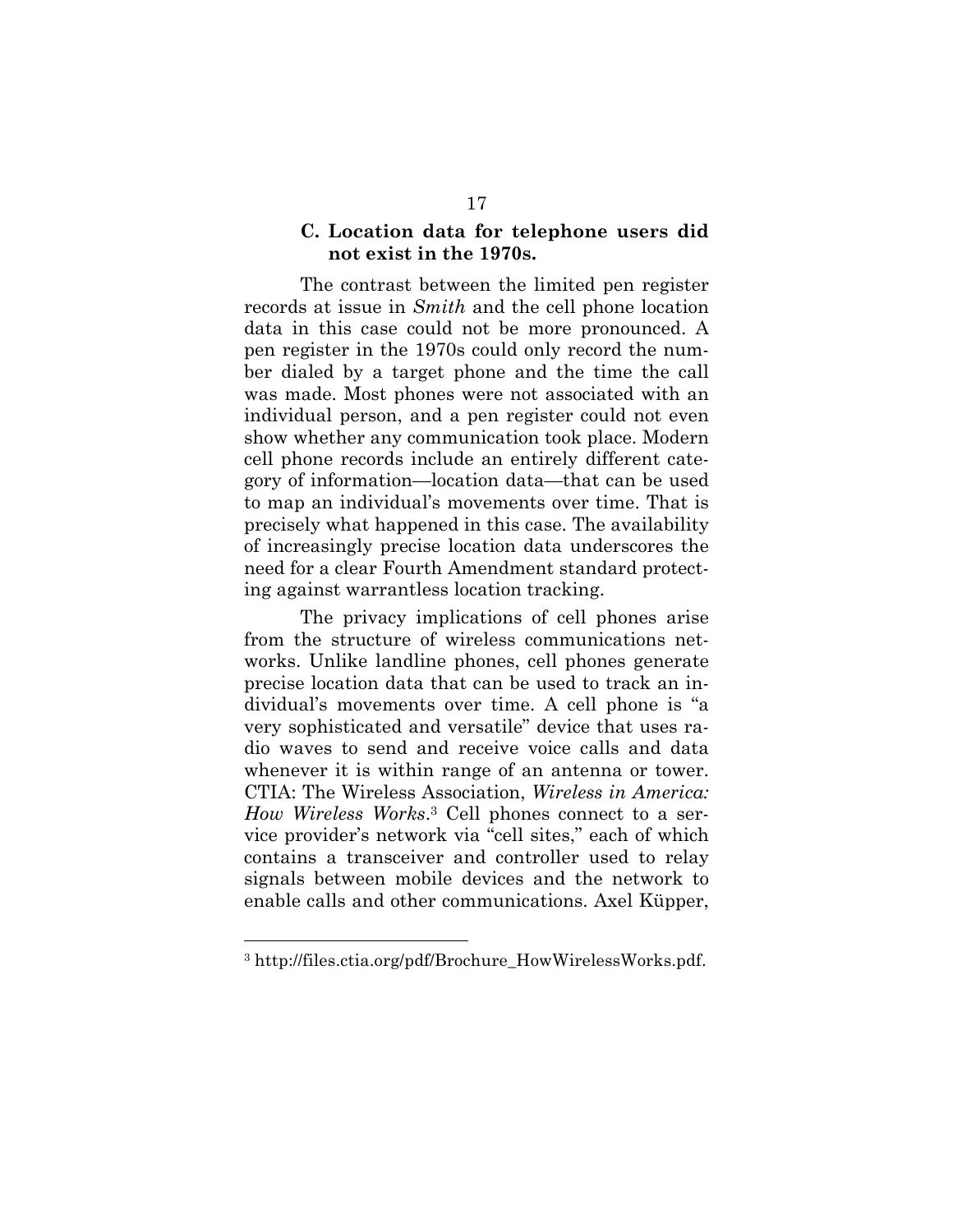### C. Location data for telephone users did not exist in the 1970s.

The contrast between the limited pen register records at issue in *Smith* and the cell phone location data in this case could not be more pronounced. A pen register in the 1970s could only record the number dialed by a target phone and the time the call was made. Most phones were not associated with an individual person, and a pen register could not even show whether any communication took place. Modern cell phone records include an entirely different category of information—location data—that can be used to map an individual's movements over time. That is precisely what happened in this case. The availability of increasingly precise location data underscores the need for a clear Fourth Amendment standard protecting against warrantless location tracking.

The privacy implications of cell phones arise from the structure of wireless communications networks. Unlike landline phones, cell phones generate precise location data that can be used to track an individual's movements over time. A cell phone is "a very sophisticated and versatile" device that uses radio waves to send and receive voice calls and data whenever it is within range of an antenna or tower. CTIA: The Wireless Association, *Wireless in America: How Wireless Works*.[3] Cell phones connect to a service provider's network via "cell sites," each of which contains a transceiver and controller used to relay signals between mobile devices and the network to enable calls and other communications. Axel Küpper,

---

[3] http://files.ctia.org/pdf/Brochure_HowWirelessWorks.pdf.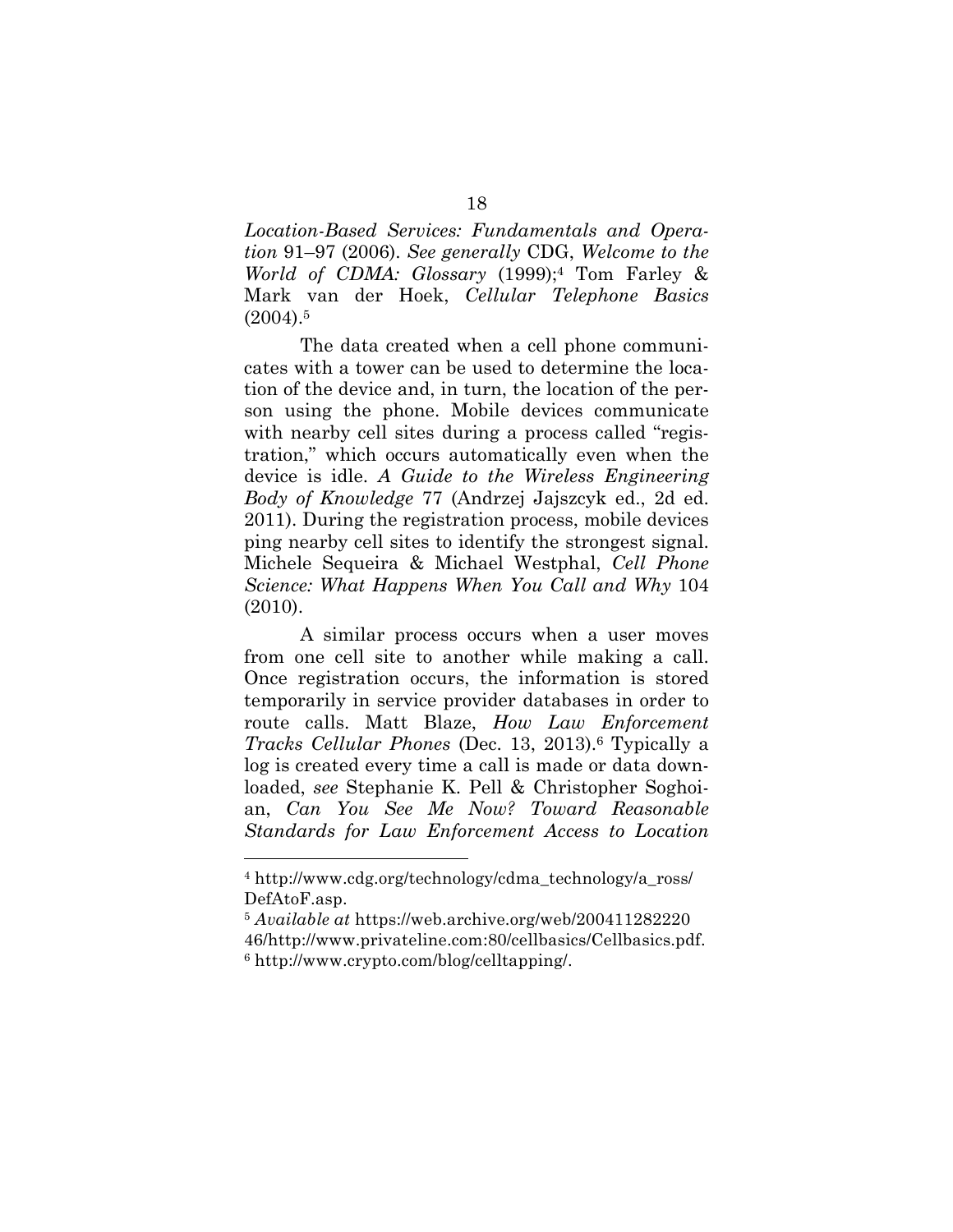*Location-Based Services: Fundamentals and Operation* 91–97 (2006). *See generally* CDG, *Welcome to the World of CDMA: Glossary* (1999);[4] Tom Farley & Mark van der Hoek, *Cellular Telephone Basics* (2004).[5]

The data created when a cell phone communicates with a tower can be used to determine the location of the device and, in turn, the location of the person using the phone. Mobile devices communicate with nearby cell sites during a process called "registration," which occurs automatically even when the device is idle. *A Guide to the Wireless Engineering Body of Knowledge* 77 (Andrzej Jajszczyk ed., 2d ed. 2011). During the registration process, mobile devices ping nearby cell sites to identify the strongest signal. Michele Sequeira & Michael Westphal, *Cell Phone Science: What Happens When You Call and Why* 104 (2010).

A similar process occurs when a user moves from one cell site to another while making a call. Once registration occurs, the information is stored temporarily in service provider databases in order to route calls. Matt Blaze, *How Law Enforcement Tracks Cellular Phones* (Dec. 13, 2013).[6] Typically a log is created every time a call is made or data downloaded, *see* Stephanie K. Pell & Christopher Soghoian, *Can You See Me Now? Toward Reasonable Standards for Law Enforcement Access to Location*

---

[4] http://www.cdg.org/technology/cdma_technology/a_ross/DefAtoF.asp.

[5] *Available at* https://web.archive.org/web/20041128222046/http://www.privateline.com:80/cellbasics/Cellbasics.pdf.

[6] http://www.crypto.com/blog/celltapping/.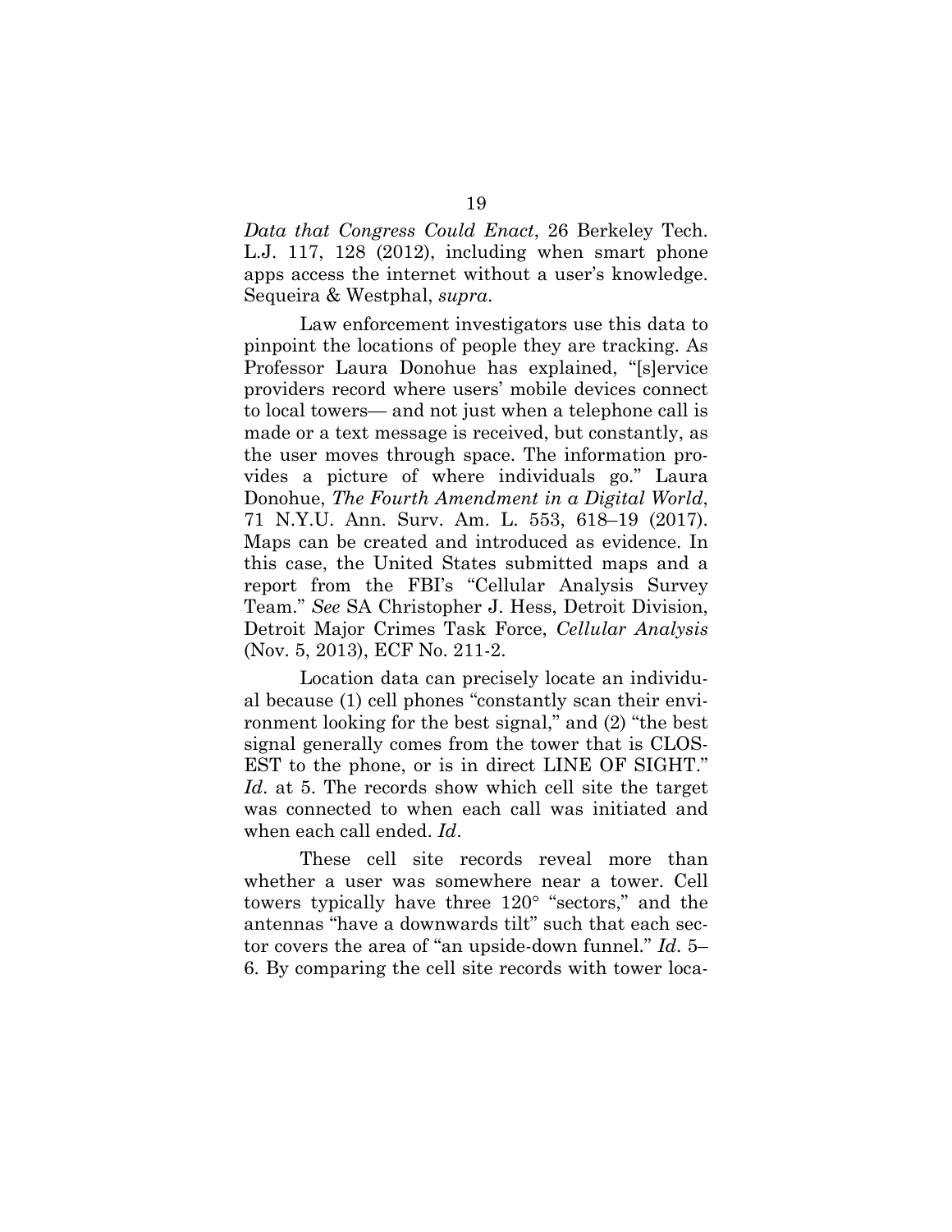*Data that Congress Could Enact*, 26 Berkeley Tech. L.J. 117, 128 (2012), including when smart phone apps access the internet without a user's knowledge. Sequeira & Westphal, *supra*.

Law enforcement investigators use this data to pinpoint the locations of people they are tracking. As Professor Laura Donohue has explained, "[s]ervice providers record where users' mobile devices connect to local towers— and not just when a telephone call is made or a text message is received, but constantly, as the user moves through space. The information provides a picture of where individuals go." Laura Donohue, *The Fourth Amendment in a Digital World*, 71 N.Y.U. Ann. Surv. Am. L. 553, 618–19 (2017). Maps can be created and introduced as evidence. In this case, the United States submitted maps and a report from the FBI's "Cellular Analysis Survey Team." *See* SA Christopher J. Hess, Detroit Division, Detroit Major Crimes Task Force, *Cellular Analysis* (Nov. 5, 2013), ECF No. 211-2.

Location data can precisely locate an individual because (1) cell phones "constantly scan their environment looking for the best signal," and (2) "the best signal generally comes from the tower that is CLOSEST to the phone, or is in direct LINE OF SIGHT." *Id*. at 5. The records show which cell site the target was connected to when each call was initiated and when each call ended. *Id*.

These cell site records reveal more than whether a user was somewhere near a tower. Cell towers typically have three 120° "sectors," and the antennas "have a downwards tilt" such that each sector covers the area of "an upside-down funnel." *Id*. 5–6. By comparing the cell site records with tower loca-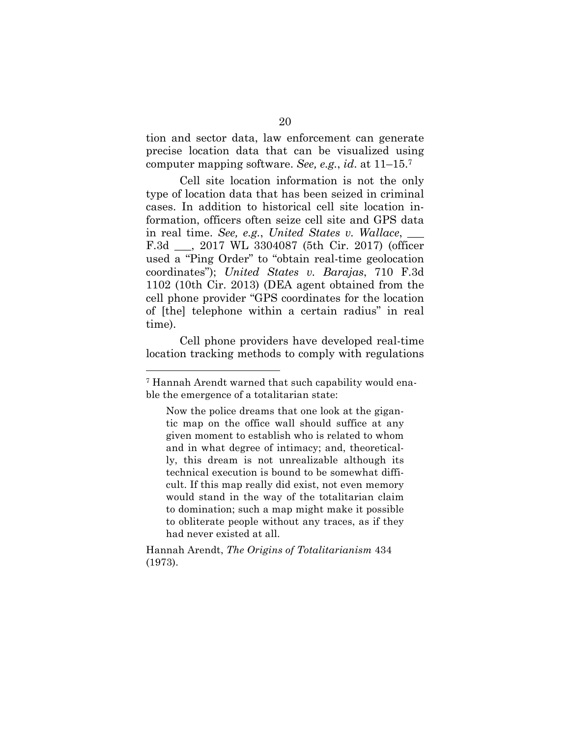tion and sector data, law enforcement can generate precise location data that can be visualized using computer mapping software. *See, e.g.*, *id*. at 11–15.[7]

Cell site location information is not the only type of location data that has been seized in criminal cases. In addition to historical cell site location information, officers often seize cell site and GPS data in real time. *See, e.g.*, *United States v. Wallace*, ___ F.3d ___, 2017 WL 3304087 (5th Cir. 2017) (officer used a "Ping Order" to "obtain real-time geolocation coordinates"); *United States v. Barajas*, 710 F.3d 1102 (10th Cir. 2013) (DEA agent obtained from the cell phone provider "GPS coordinates for the location of [the] telephone within a certain radius" in real time).

Cell phone providers have developed real-time location tracking methods to comply with regulations

---

[7] Hannah Arendt warned that such capability would enable the emergence of a totalitarian state:

> Now the police dreams that one look at the gigantic map on the office wall should suffice at any given moment to establish who is related to whom and in what degree of intimacy; and, theoretically, this dream is not unrealizable although its technical execution is bound to be somewhat difficult. If this map really did exist, not even memory would stand in the way of the totalitarian claim to domination; such a map might make it possible to obliterate people without any traces, as if they had never existed at all.

Hannah Arendt, *The Origins of Totalitarianism* 434 (1973).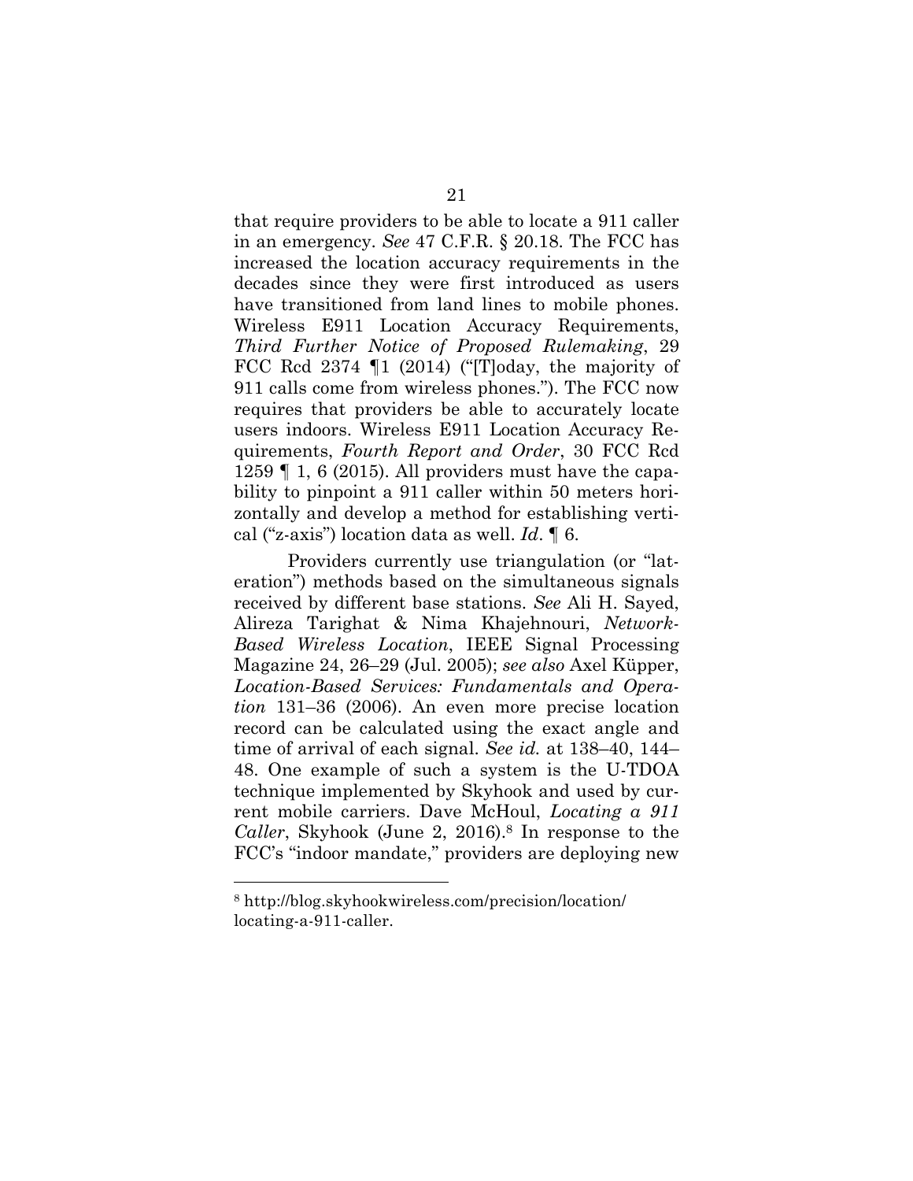that require providers to be able to locate a 911 caller in an emergency. *See* 47 C.F.R. § 20.18. The FCC has increased the location accuracy requirements in the decades since they were first introduced as users have transitioned from land lines to mobile phones. Wireless E911 Location Accuracy Requirements, *Third Further Notice of Proposed Rulemaking*, 29 FCC Rcd 2374 ¶1 (2014) ("[T]oday, the majority of 911 calls come from wireless phones."). The FCC now requires that providers be able to accurately locate users indoors. Wireless E911 Location Accuracy Requirements, *Fourth Report and Order*, 30 FCC Rcd 1259 ¶ 1, 6 (2015). All providers must have the capability to pinpoint a 911 caller within 50 meters horizontally and develop a method for establishing vertical ("z-axis") location data as well. *Id*. ¶ 6.

Providers currently use triangulation (or "lateration") methods based on the simultaneous signals received by different base stations. *See* Ali H. Sayed, Alireza Tarighat & Nima Khajehnouri, *Network-Based Wireless Location*, IEEE Signal Processing Magazine 24, 26–29 (Jul. 2005); *see also* Axel Küpper, *Location-Based Services: Fundamentals and Operation* 131–36 (2006). An even more precise location record can be calculated using the exact angle and time of arrival of each signal. *See id.* at 138–40, 144–48. One example of such a system is the U-TDOA technique implemented by Skyhook and used by current mobile carriers. Dave McHoul, *Locating a 911 Caller*, Skyhook (June 2, 2016).[8] In response to the FCC's "indoor mandate," providers are deploying new

[8] http://blog.skyhookwireless.com/precision/location/locating-a-911-caller.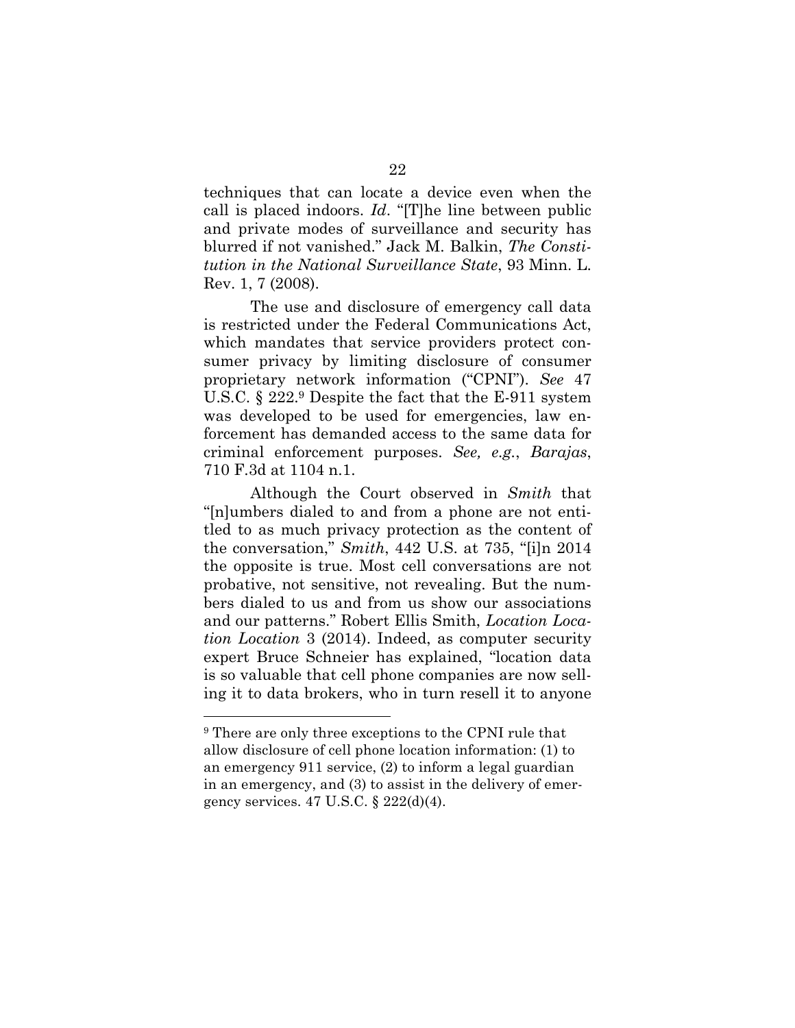techniques that can locate a device even when the call is placed indoors. *Id*. "[T]he line between public and private modes of surveillance and security has blurred if not vanished." Jack M. Balkin, *The Constitution in the National Surveillance State*, 93 Minn. L. Rev. 1, 7 (2008).

The use and disclosure of emergency call data is restricted under the Federal Communications Act, which mandates that service providers protect consumer privacy by limiting disclosure of consumer proprietary network information ("CPNI"). *See* 47 U.S.C. § 222.[9] Despite the fact that the E-911 system was developed to be used for emergencies, law enforcement has demanded access to the same data for criminal enforcement purposes. *See, e.g.*, *Barajas*, 710 F.3d at 1104 n.1.

Although the Court observed in *Smith* that "[n]umbers dialed to and from a phone are not entitled to as much privacy protection as the content of the conversation," *Smith*, 442 U.S. at 735, "[i]n 2014 the opposite is true. Most cell conversations are not probative, not sensitive, not revealing. But the numbers dialed to us and from us show our associations and our patterns." Robert Ellis Smith, *Location Location Location* 3 (2014). Indeed, as computer security expert Bruce Schneier has explained, "location data is so valuable that cell phone companies are now selling it to data brokers, who in turn resell it to anyone

---

[9] There are only three exceptions to the CPNI rule that allow disclosure of cell phone location information: (1) to an emergency 911 service, (2) to inform a legal guardian in an emergency, and (3) to assist in the delivery of emergency services. 47 U.S.C. § 222(d)(4).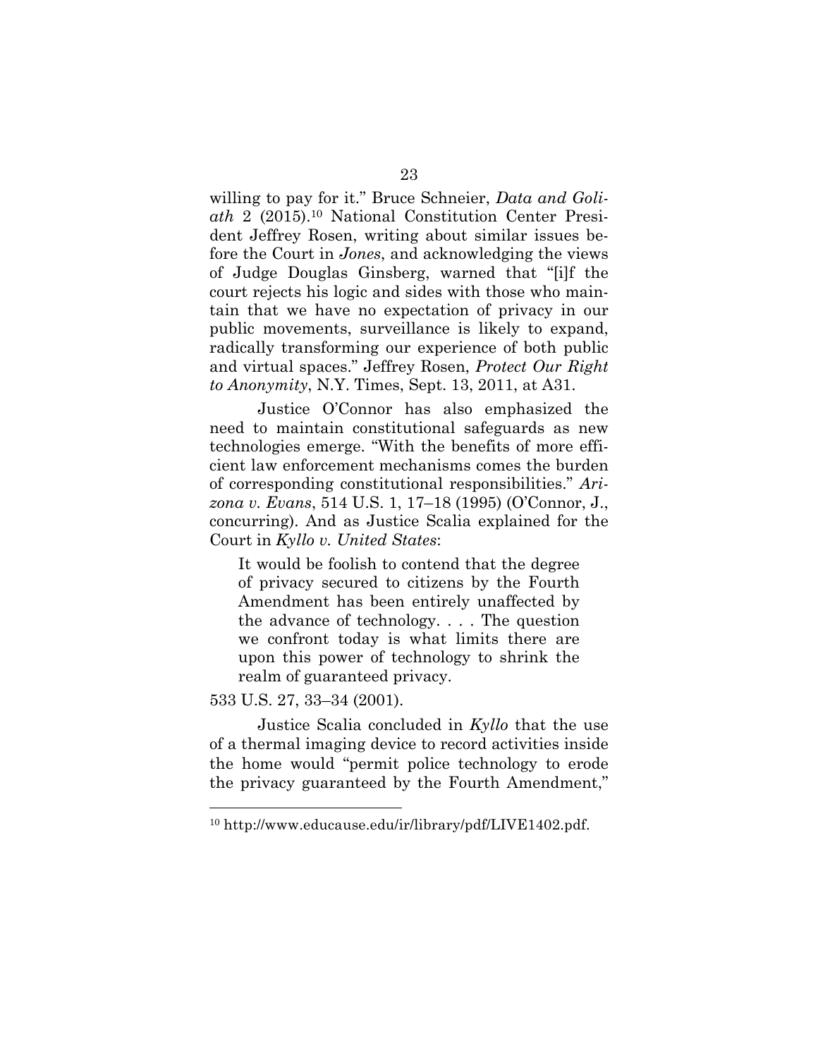willing to pay for it." Bruce Schneier, *Data and Goliath* 2 (2015).[10] National Constitution Center President Jeffrey Rosen, writing about similar issues before the Court in *Jones*, and acknowledging the views of Judge Douglas Ginsberg, warned that "[i]f the court rejects his logic and sides with those who maintain that we have no expectation of privacy in our public movements, surveillance is likely to expand, radically transforming our experience of both public and virtual spaces." Jeffrey Rosen, *Protect Our Right to Anonymity*, N.Y. Times, Sept. 13, 2011, at A31.

Justice O'Connor has also emphasized the need to maintain constitutional safeguards as new technologies emerge. "With the benefits of more efficient law enforcement mechanisms comes the burden of corresponding constitutional responsibilities." *Arizona v. Evans*, 514 U.S. 1, 17–18 (1995) (O'Connor, J., concurring). And as Justice Scalia explained for the Court in *Kyllo v. United States*:

> It would be foolish to contend that the degree of privacy secured to citizens by the Fourth Amendment has been entirely unaffected by the advance of technology. . . . The question we confront today is what limits there are upon this power of technology to shrink the realm of guaranteed privacy.

533 U.S. 27, 33–34 (2001).

Justice Scalia concluded in *Kyllo* that the use of a thermal imaging device to record activities inside the home would "permit police technology to erode the privacy guaranteed by the Fourth Amendment,"

---

[10] http://www.educause.edu/ir/library/pdf/LIVE1402.pdf.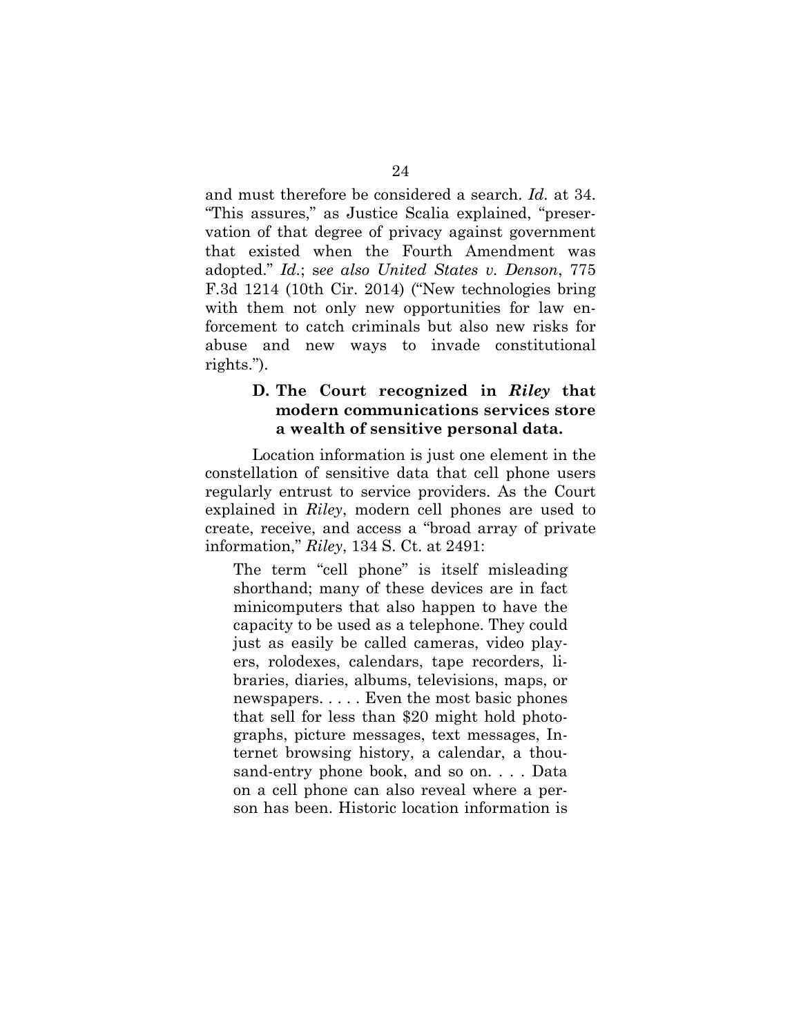and must therefore be considered a search. *Id.* at 34. "This assures," as Justice Scalia explained, "preservation of that degree of privacy against government that existed when the Fourth Amendment was adopted." *Id.*; *see also United States v. Denson*, 775 F.3d 1214 (10th Cir. 2014) ("New technologies bring with them not only new opportunities for law enforcement to catch criminals but also new risks for abuse and new ways to invade constitutional rights.").

### D. The Court recognized in *Riley* that modern communications services store a wealth of sensitive personal data.

Location information is just one element in the constellation of sensitive data that cell phone users regularly entrust to service providers. As the Court explained in *Riley*, modern cell phones are used to create, receive, and access a "broad array of private information," *Riley*, 134 S. Ct. at 2491:

> The term "cell phone" is itself misleading shorthand; many of these devices are in fact minicomputers that also happen to have the capacity to be used as a telephone. They could just as easily be called cameras, video players, rolodexes, calendars, tape recorders, libraries, diaries, albums, televisions, maps, or newspapers. . . . . Even the most basic phones that sell for less than $20 might hold photographs, picture messages, text messages, Internet browsing history, a calendar, a thousand-entry phone book, and so on. . . . Data on a cell phone can also reveal where a person has been. Historic location information is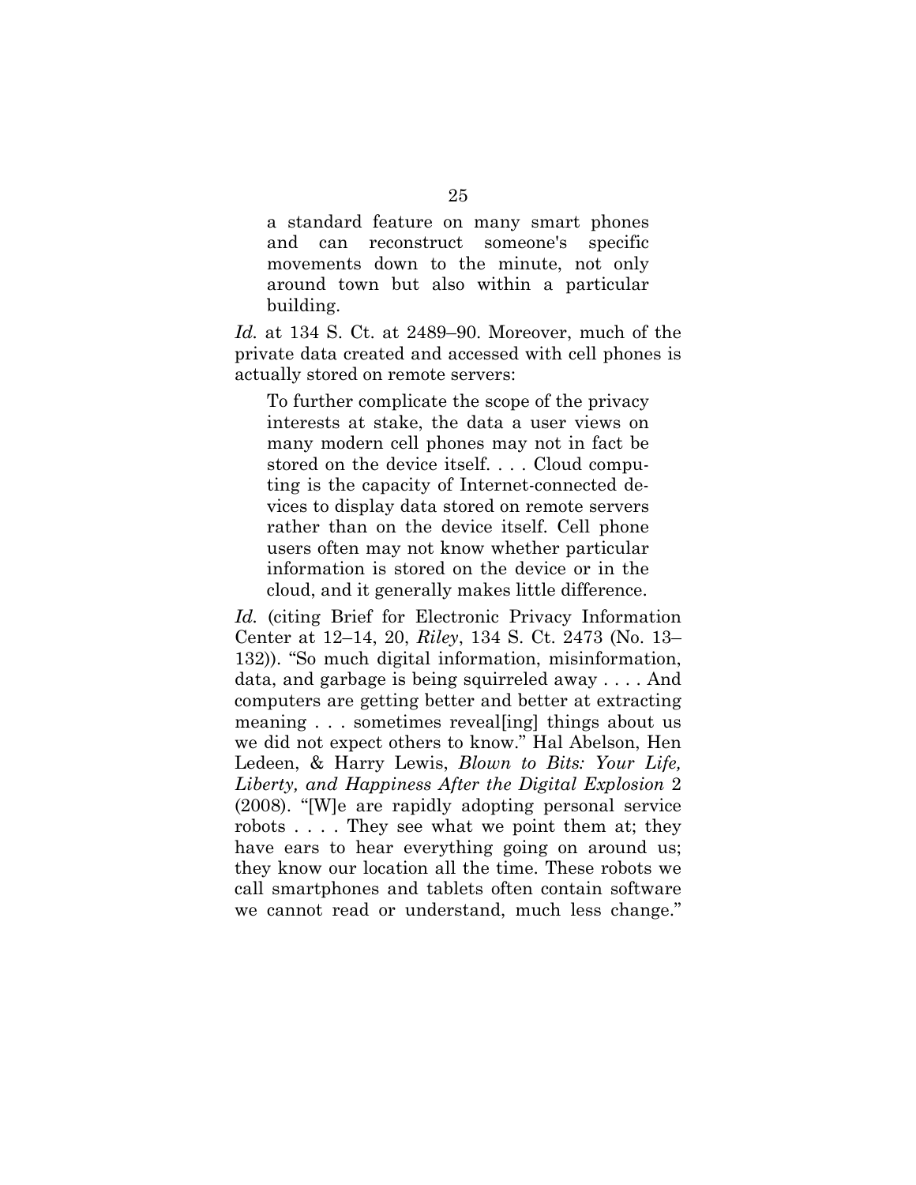> a standard feature on many smart phones and can reconstruct someone's specific movements down to the minute, not only around town but also within a particular building.

*Id.* at 134 S. Ct. at 2489–90. Moreover, much of the private data created and accessed with cell phones is actually stored on remote servers:

> To further complicate the scope of the privacy interests at stake, the data a user views on many modern cell phones may not in fact be stored on the device itself. . . . Cloud computing is the capacity of Internet-connected devices to display data stored on remote servers rather than on the device itself. Cell phone users often may not know whether particular information is stored on the device or in the cloud, and it generally makes little difference.

*Id.* (citing Brief for Electronic Privacy Information Center at 12–14, 20, *Riley*, 134 S. Ct. 2473 (No. 13–132)). "So much digital information, misinformation, data, and garbage is being squirreled away . . . . And computers are getting better and better at extracting meaning . . . sometimes reveal[ing] things about us we did not expect others to know." Hal Abelson, Hen Ledeen, & Harry Lewis, *Blown to Bits: Your Life, Liberty, and Happiness After the Digital Explosion* 2 (2008). "[W]e are rapidly adopting personal service robots . . . . They see what we point them at; they have ears to hear everything going on around us; they know our location all the time. These robots we call smartphones and tablets often contain software we cannot read or understand, much less change."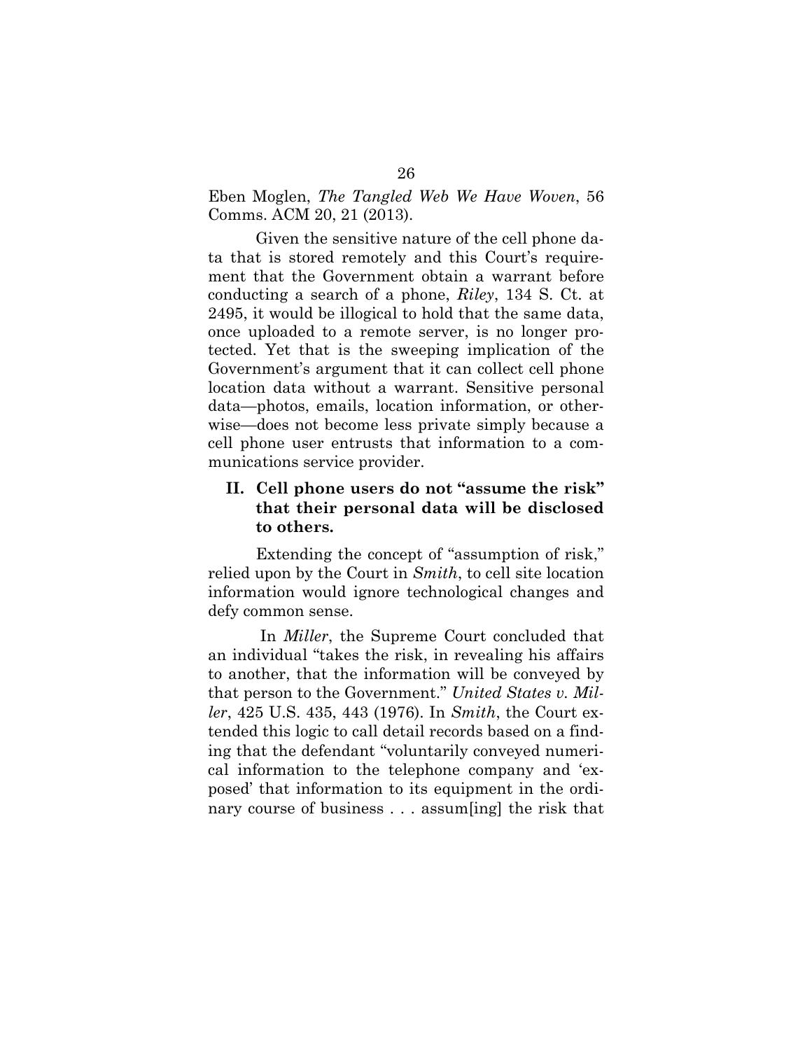Eben Moglen, *The Tangled Web We Have Woven*, 56 Comms. ACM 20, 21 (2013).

Given the sensitive nature of the cell phone data that is stored remotely and this Court's requirement that the Government obtain a warrant before conducting a search of a phone, *Riley*, 134 S. Ct. at 2495, it would be illogical to hold that the same data, once uploaded to a remote server, is no longer protected. Yet that is the sweeping implication of the Government's argument that it can collect cell phone location data without a warrant. Sensitive personal data—photos, emails, location information, or otherwise—does not become less private simply because a cell phone user entrusts that information to a communications service provider.

## II. Cell phone users do not "assume the risk" that their personal data will be disclosed to others.

Extending the concept of "assumption of risk," relied upon by the Court in *Smith*, to cell site location information would ignore technological changes and defy common sense.

In *Miller*, the Supreme Court concluded that an individual "takes the risk, in revealing his affairs to another, that the information will be conveyed by that person to the Government." *United States v. Miller*, 425 U.S. 435, 443 (1976). In *Smith*, the Court extended this logic to call detail records based on a finding that the defendant "voluntarily conveyed numerical information to the telephone company and 'exposed' that information to its equipment in the ordinary course of business . . . assum[ing] the risk that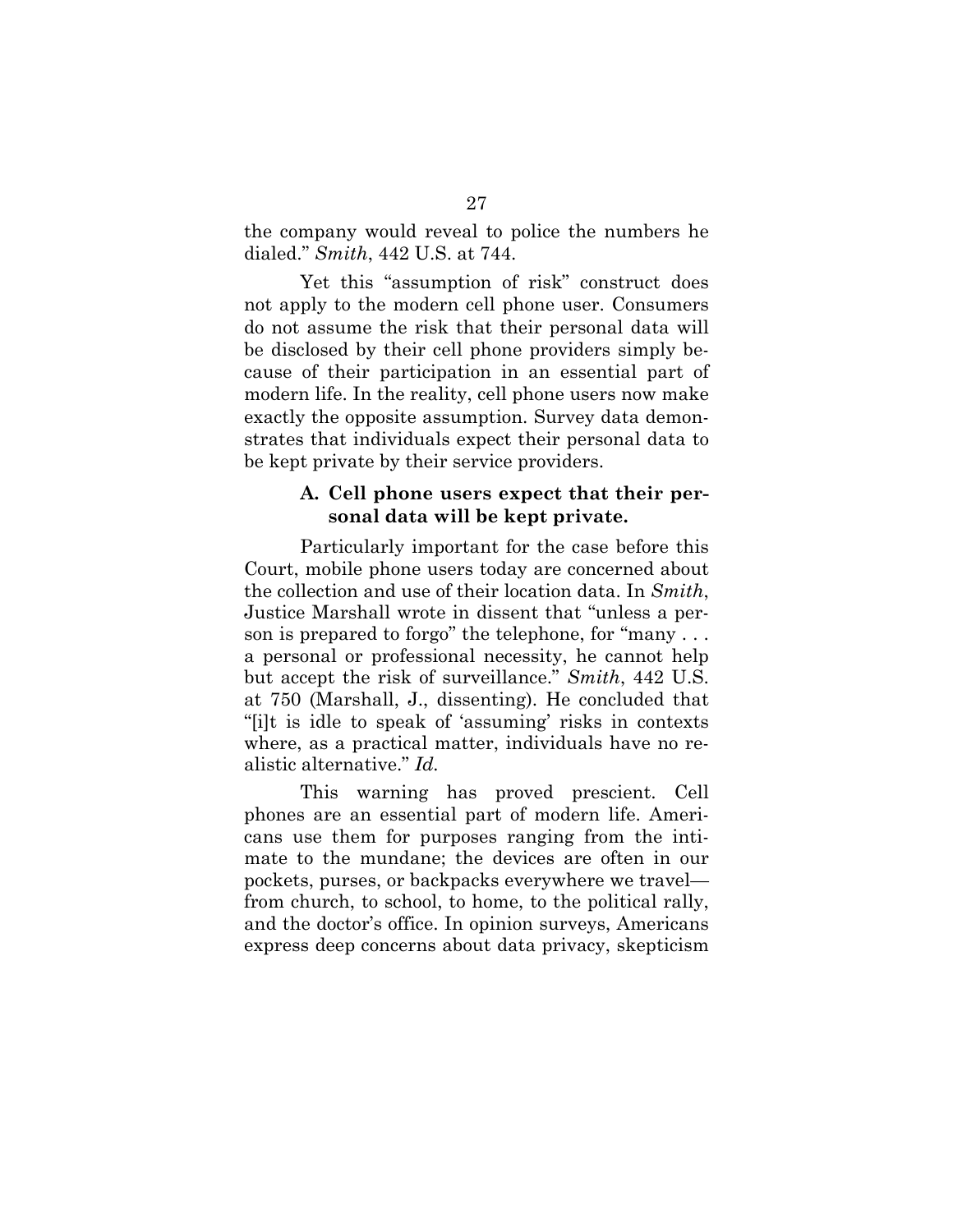the company would reveal to police the numbers he dialed." *Smith*, 442 U.S. at 744.

Yet this "assumption of risk" construct does not apply to the modern cell phone user. Consumers do not assume the risk that their personal data will be disclosed by their cell phone providers simply because of their participation in an essential part of modern life. In the reality, cell phone users now make exactly the opposite assumption. Survey data demonstrates that individuals expect their personal data to be kept private by their service providers.

### A. Cell phone users expect that their personal data will be kept private.

Particularly important for the case before this Court, mobile phone users today are concerned about the collection and use of their location data. In *Smith*, Justice Marshall wrote in dissent that "unless a person is prepared to forgo" the telephone, for "many . . . a personal or professional necessity, he cannot help but accept the risk of surveillance." *Smith*, 442 U.S. at 750 (Marshall, J., dissenting). He concluded that "[i]t is idle to speak of 'assuming' risks in contexts where, as a practical matter, individuals have no realistic alternative." *Id.*

This warning has proved prescient. Cell phones are an essential part of modern life. Americans use them for purposes ranging from the intimate to the mundane; the devices are often in our pockets, purses, or backpacks everywhere we travel—from church, to school, to home, to the political rally, and the doctor's office. In opinion surveys, Americans express deep concerns about data privacy, skepticism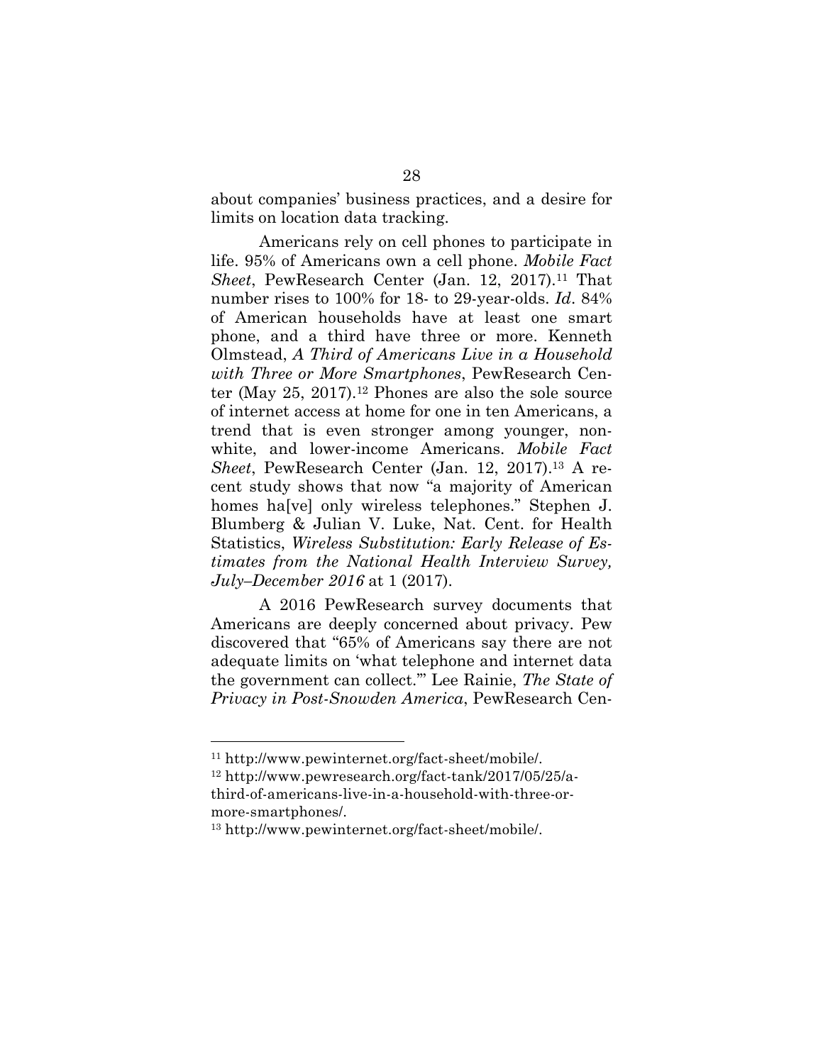about companies' business practices, and a desire for limits on location data tracking.

Americans rely on cell phones to participate in life. 95% of Americans own a cell phone. *Mobile Fact Sheet*, PewResearch Center (Jan. 12, 2017).[11] That number rises to 100% for 18- to 29-year-olds. *Id*. 84% of American households have at least one smart phone, and a third have three or more. Kenneth Olmstead, *A Third of Americans Live in a Household with Three or More Smartphones*, PewResearch Center (May 25, 2017).[12] Phones are also the sole source of internet access at home for one in ten Americans, a trend that is even stronger among younger, non-white, and lower-income Americans. *Mobile Fact Sheet*, PewResearch Center (Jan. 12, 2017).[13] A recent study shows that now "a majority of American homes ha[ve] only wireless telephones." Stephen J. Blumberg & Julian V. Luke, Nat. Cent. for Health Statistics, *Wireless Substitution: Early Release of Estimates from the National Health Interview Survey, July–December 2016* at 1 (2017).

A 2016 PewResearch survey documents that Americans are deeply concerned about privacy. Pew discovered that "65% of Americans say there are not adequate limits on 'what telephone and internet data the government can collect.'" Lee Rainie, *The State of Privacy in Post-Snowden America*, PewResearch Cen-

---

[11] http://www.pewinternet.org/fact-sheet/mobile/.

[12] http://www.pewresearch.org/fact-tank/2017/05/25/a-third-of-americans-live-in-a-household-with-three-or-more-smartphones/.

[13] http://www.pewinternet.org/fact-sheet/mobile/.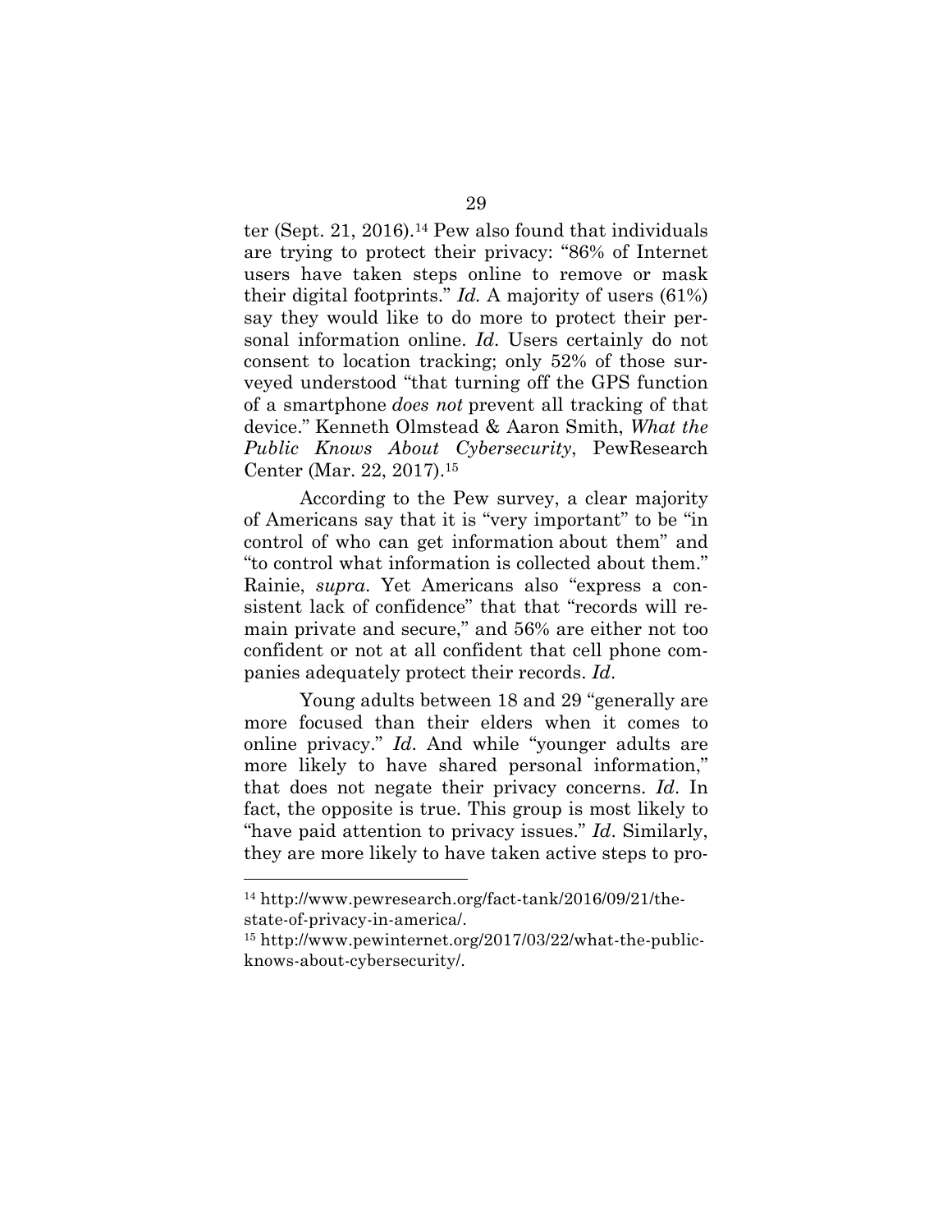ter (Sept. 21, 2016).[14] Pew also found that individuals are trying to protect their privacy: "86% of Internet users have taken steps online to remove or mask their digital footprints." *Id.* A majority of users (61%) say they would like to do more to protect their personal information online. *Id*. Users certainly do not consent to location tracking; only 52% of those surveyed understood "that turning off the GPS function of a smartphone *does not* prevent all tracking of that device." Kenneth Olmstead & Aaron Smith, *What the Public Knows About Cybersecurity*, PewResearch Center (Mar. 22, 2017).[15]

According to the Pew survey, a clear majority of Americans say that it is "very important" to be "in control of who can get information about them" and "to control what information is collected about them." Rainie, *supra*. Yet Americans also "express a consistent lack of confidence" that that "records will remain private and secure," and 56% are either not too confident or not at all confident that cell phone companies adequately protect their records. *Id*.

Young adults between 18 and 29 "generally are more focused than their elders when it comes to online privacy." *Id*. And while "younger adults are more likely to have shared personal information," that does not negate their privacy concerns. *Id*. In fact, the opposite is true. This group is most likely to "have paid attention to privacy issues." *Id*. Similarly, they are more likely to have taken active steps to pro-

---

[14] http://www.pewresearch.org/fact-tank/2016/09/21/the-state-of-privacy-in-america/.

[15] http://www.pewinternet.org/2017/03/22/what-the-public-knows-about-cybersecurity/.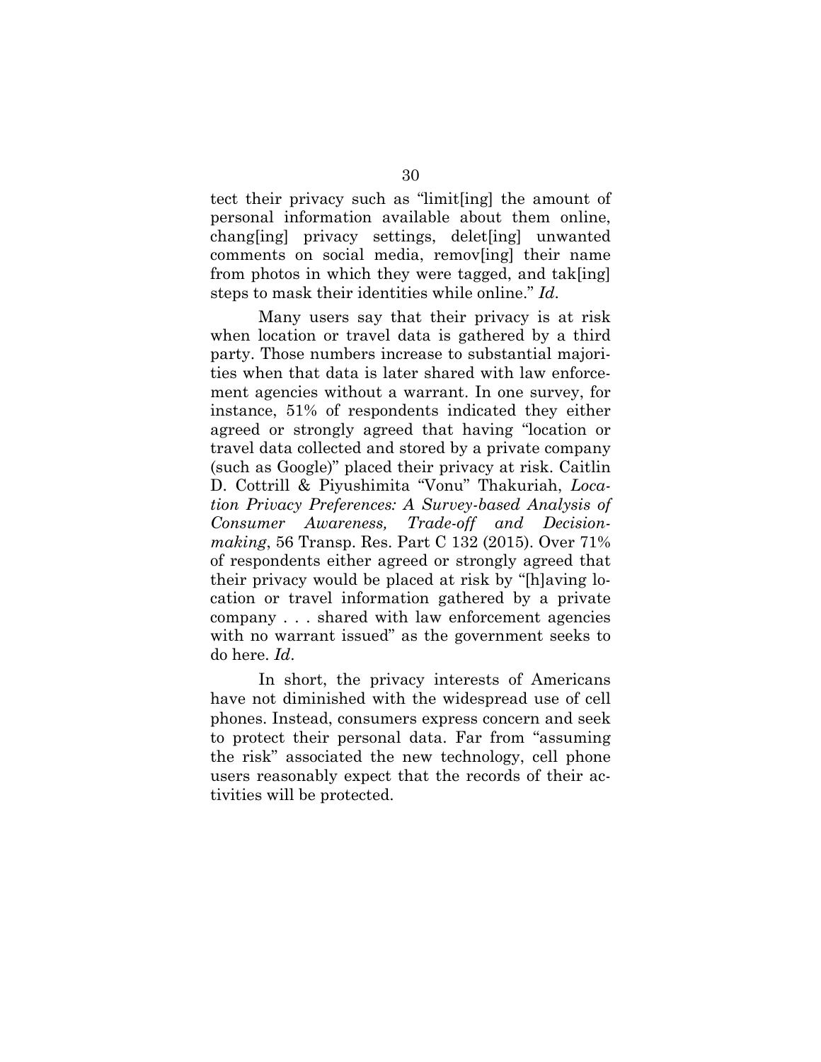tect their privacy such as "limit[ing] the amount of personal information available about them online, chang[ing] privacy settings, delet[ing] unwanted comments on social media, remov[ing] their name from photos in which they were tagged, and tak[ing] steps to mask their identities while online." *Id*.

Many users say that their privacy is at risk when location or travel data is gathered by a third party. Those numbers increase to substantial majorities when that data is later shared with law enforcement agencies without a warrant. In one survey, for instance, 51% of respondents indicated they either agreed or strongly agreed that having "location or travel data collected and stored by a private company (such as Google)" placed their privacy at risk. Caitlin D. Cottrill & Piyushimita "Vonu" Thakuriah, *Location Privacy Preferences: A Survey-based Analysis of Consumer Awareness, Trade-off and Decision-making*, 56 Transp. Res. Part C 132 (2015). Over 71% of respondents either agreed or strongly agreed that their privacy would be placed at risk by "[h]aving location or travel information gathered by a private company . . . shared with law enforcement agencies with no warrant issued" as the government seeks to do here. *Id*.

In short, the privacy interests of Americans have not diminished with the widespread use of cell phones. Instead, consumers express concern and seek to protect their personal data. Far from "assuming the risk" associated the new technology, cell phone users reasonably expect that the records of their activities will be protected.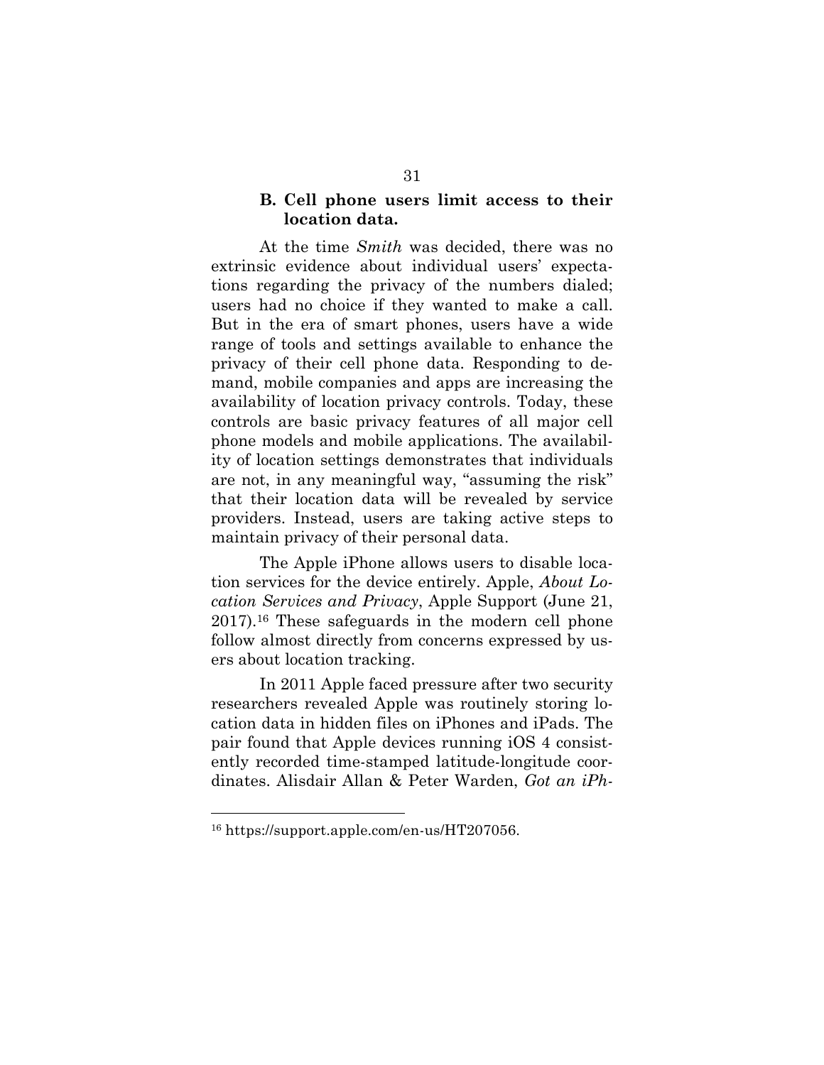### B. Cell phone users limit access to their location data.

At the time *Smith* was decided, there was no extrinsic evidence about individual users' expectations regarding the privacy of the numbers dialed; users had no choice if they wanted to make a call. But in the era of smart phones, users have a wide range of tools and settings available to enhance the privacy of their cell phone data. Responding to demand, mobile companies and apps are increasing the availability of location privacy controls. Today, these controls are basic privacy features of all major cell phone models and mobile applications. The availability of location settings demonstrates that individuals are not, in any meaningful way, "assuming the risk" that their location data will be revealed by service providers. Instead, users are taking active steps to maintain privacy of their personal data.

The Apple iPhone allows users to disable location services for the device entirely. Apple, *About Location Services and Privacy*, Apple Support (June 21, 2017).[16] These safeguards in the modern cell phone follow almost directly from concerns expressed by users about location tracking.

In 2011 Apple faced pressure after two security researchers revealed Apple was routinely storing location data in hidden files on iPhones and iPads. The pair found that Apple devices running iOS 4 consistently recorded time-stamped latitude-longitude coordinates. Alisdair Allan & Peter Warden, *Got an iPh-*

---

[16] https://support.apple.com/en-us/HT207056.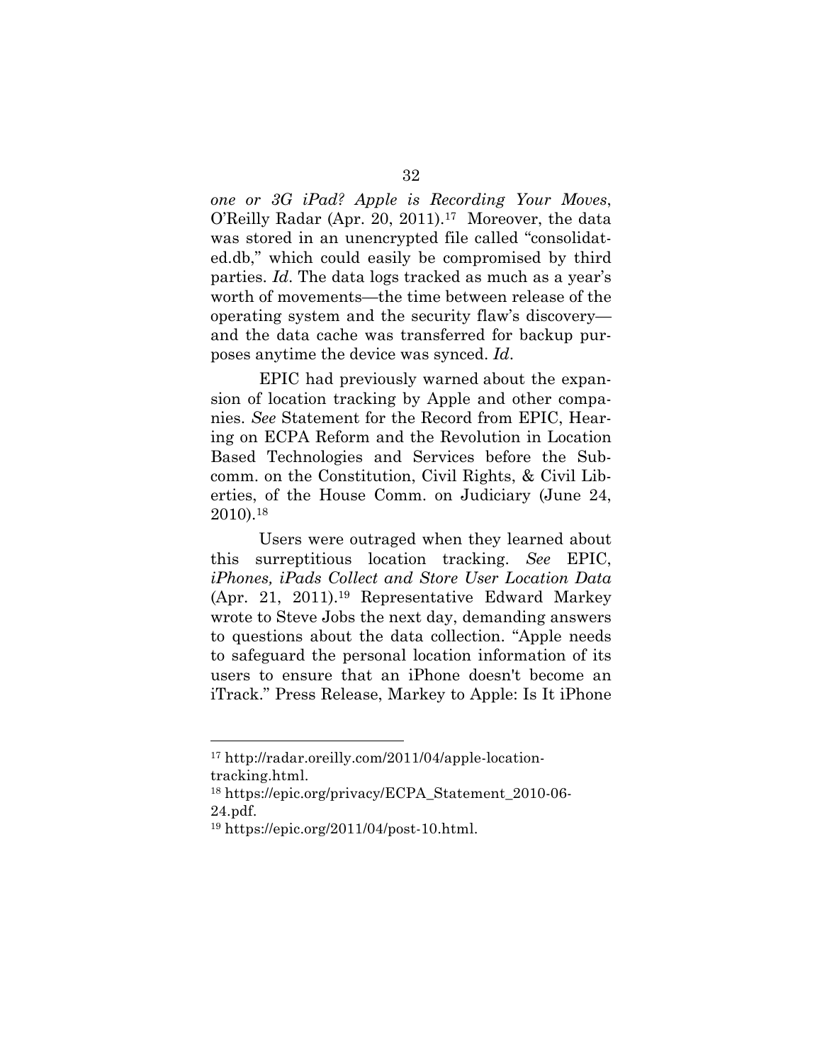*one or 3G iPad? Apple is Recording Your Moves*, O'Reilly Radar (Apr. 20, 2011).[17] Moreover, the data was stored in an unencrypted file called "consolidated.db," which could easily be compromised by third parties. *Id*. The data logs tracked as much as a year's worth of movements—the time between release of the operating system and the security flaw's discovery—and the data cache was transferred for backup purposes anytime the device was synced. *Id*.

EPIC had previously warned about the expansion of location tracking by Apple and other companies. *See* Statement for the Record from EPIC, Hearing on ECPA Reform and the Revolution in Location Based Technologies and Services before the Subcomm. on the Constitution, Civil Rights, & Civil Liberties, of the House Comm. on Judiciary (June 24, 2010).[18]

Users were outraged when they learned about this surreptitious location tracking. *See* EPIC, *iPhones, iPads Collect and Store User Location Data* (Apr. 21, 2011).[19] Representative Edward Markey wrote to Steve Jobs the next day, demanding answers to questions about the data collection. "Apple needs to safeguard the personal location information of its users to ensure that an iPhone doesn't become an iTrack." Press Release, Markey to Apple: Is It iPhone

---

[17] http://radar.oreilly.com/2011/04/apple-location-tracking.html.

[18] https://epic.org/privacy/ECPA_Statement_2010-06-24.pdf.

[19] https://epic.org/2011/04/post-10.html.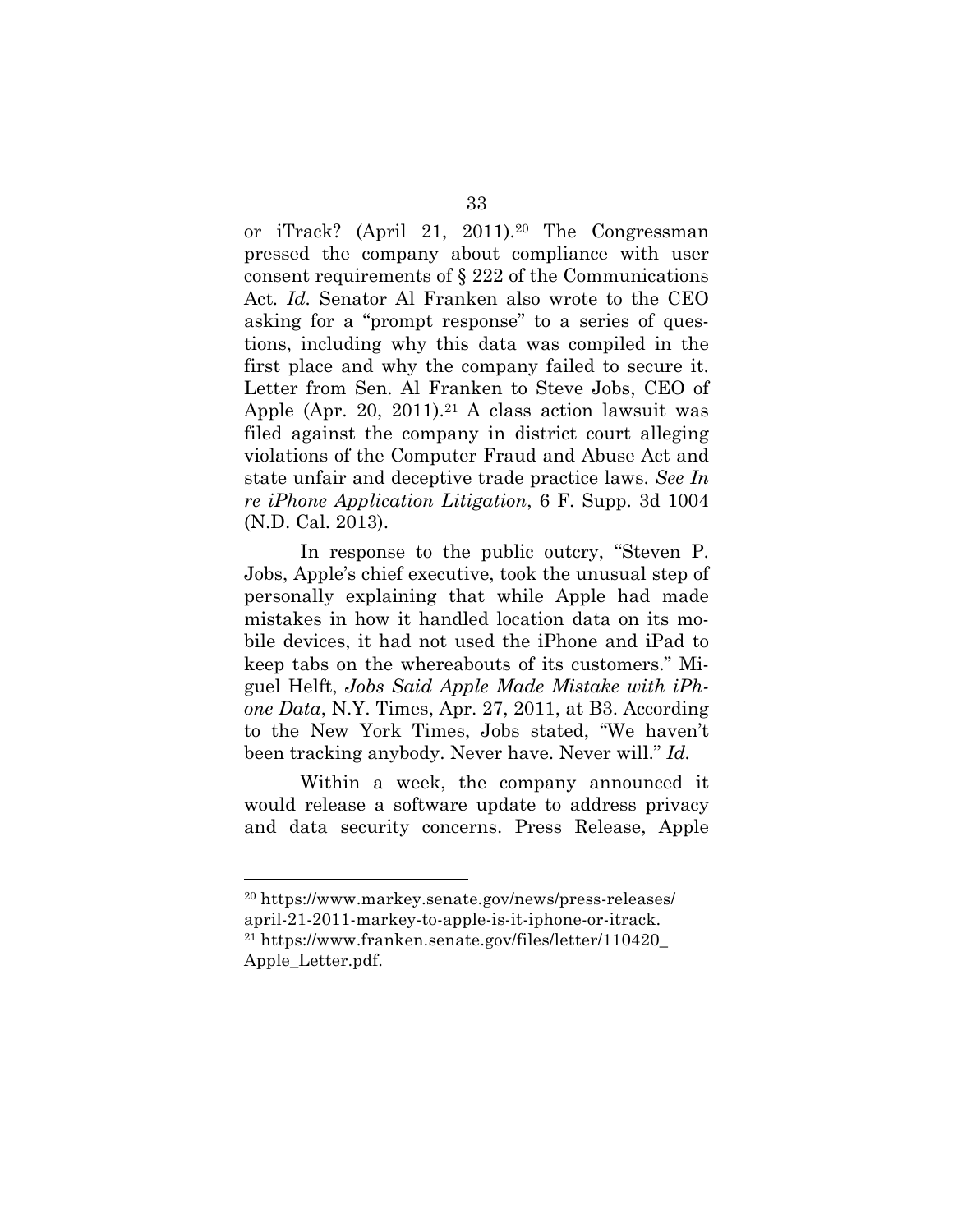or iTrack? (April 21, 2011).[20] The Congressman pressed the company about compliance with user consent requirements of § 222 of the Communications Act. *Id.* Senator Al Franken also wrote to the CEO asking for a "prompt response" to a series of questions, including why this data was compiled in the first place and why the company failed to secure it. Letter from Sen. Al Franken to Steve Jobs, CEO of Apple (Apr. 20, 2011).[21] A class action lawsuit was filed against the company in district court alleging violations of the Computer Fraud and Abuse Act and state unfair and deceptive trade practice laws. *See In re iPhone Application Litigation*, 6 F. Supp. 3d 1004 (N.D. Cal. 2013).

In response to the public outcry, "Steven P. Jobs, Apple's chief executive, took the unusual step of personally explaining that while Apple had made mistakes in how it handled location data on its mobile devices, it had not used the iPhone and iPad to keep tabs on the whereabouts of its customers." Miguel Helft, *Jobs Said Apple Made Mistake with iPhone Data*, N.Y. Times, Apr. 27, 2011, at B3. According to the New York Times, Jobs stated, "We haven't been tracking anybody. Never have. Never will." *Id.*

Within a week, the company announced it would release a software update to address privacy and data security concerns. Press Release, Apple

---

[20] https://www.markey.senate.gov/news/press-releases/april-21-2011-markey-to-apple-is-it-iphone-or-itrack.

[21] https://www.franken.senate.gov/files/letter/110420_Apple_Letter.pdf.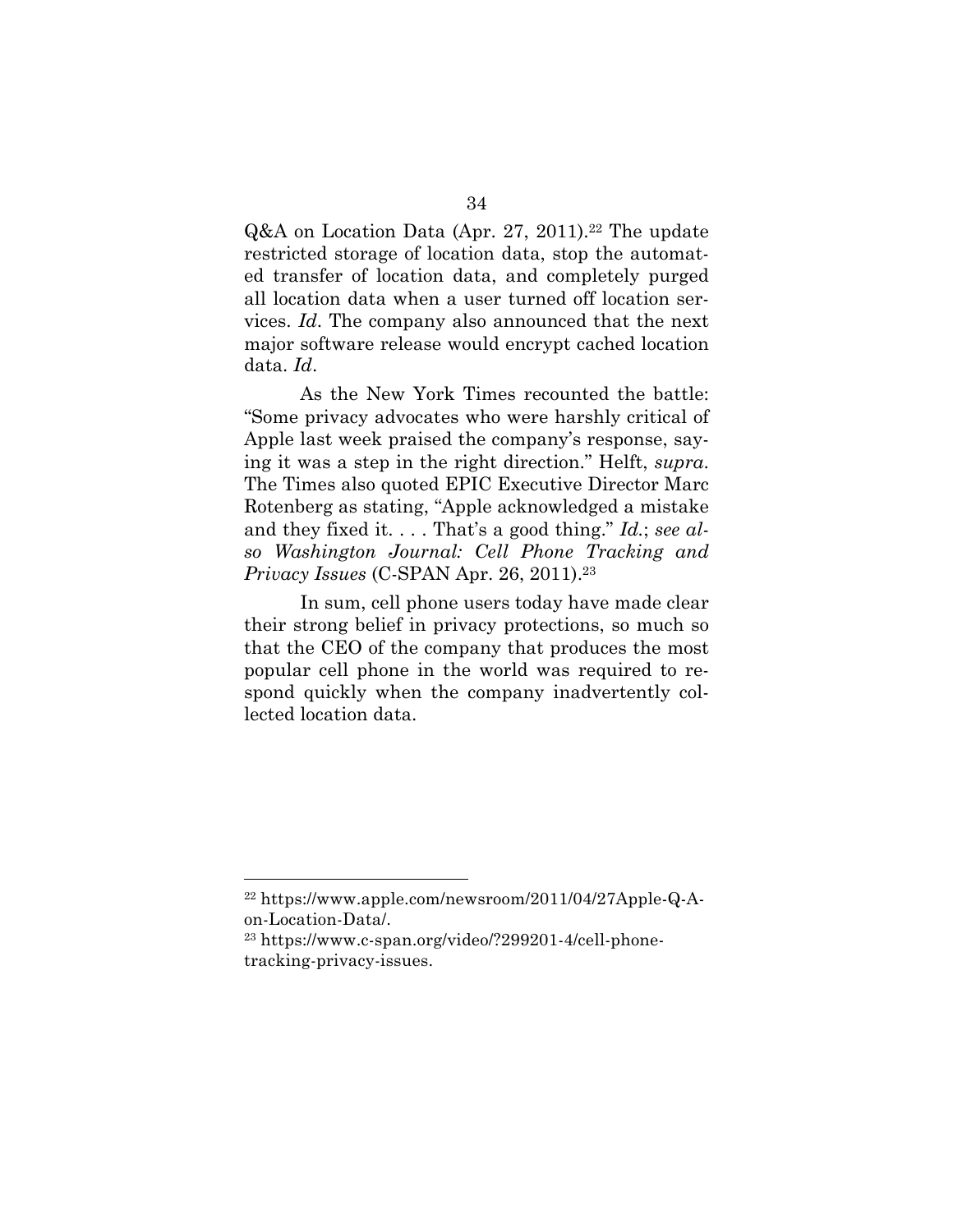Q&A on Location Data (Apr. 27, 2011).[22] The update restricted storage of location data, stop the automated transfer of location data, and completely purged all location data when a user turned off location services. *Id*. The company also announced that the next major software release would encrypt cached location data. *Id*.

As the New York Times recounted the battle: "Some privacy advocates who were harshly critical of Apple last week praised the company's response, saying it was a step in the right direction." Helft, *supra*. The Times also quoted EPIC Executive Director Marc Rotenberg as stating, "Apple acknowledged a mistake and they fixed it. . . . That's a good thing." *Id.*; *see also Washington Journal: Cell Phone Tracking and Privacy Issues* (C-SPAN Apr. 26, 2011).[23]

In sum, cell phone users today have made clear their strong belief in privacy protections, so much so that the CEO of the company that produces the most popular cell phone in the world was required to respond quickly when the company inadvertently collected location data.

---

[22] https://www.apple.com/newsroom/2011/04/27Apple-Q-A-on-Location-Data/.

[23] https://www.c-span.org/video/?299201-4/cell-phone-tracking-privacy-issues.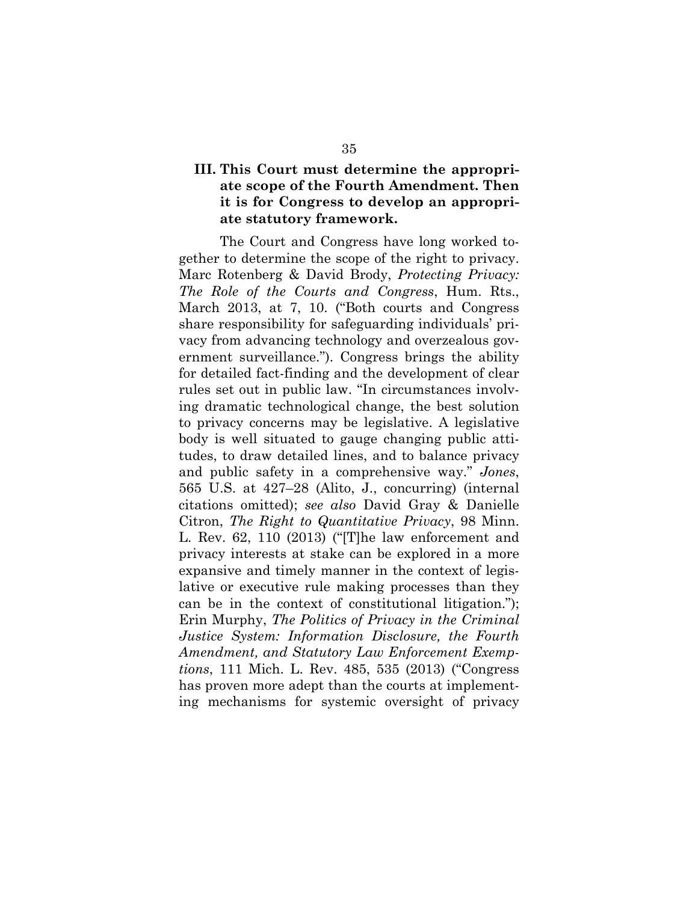### III. This Court must determine the appropriate scope of the Fourth Amendment. Then it is for Congress to develop an appropriate statutory framework.

The Court and Congress have long worked together to determine the scope of the right to privacy. Marc Rotenberg & David Brody, *Protecting Privacy: The Role of the Courts and Congress*, Hum. Rts., March 2013, at 7, 10. ("Both courts and Congress share responsibility for safeguarding individuals' privacy from advancing technology and overzealous government surveillance."). Congress brings the ability for detailed fact-finding and the development of clear rules set out in public law. "In circumstances involving dramatic technological change, the best solution to privacy concerns may be legislative. A legislative body is well situated to gauge changing public attitudes, to draw detailed lines, and to balance privacy and public safety in a comprehensive way." *Jones*, 565 U.S. at 427–28 (Alito, J., concurring) (internal citations omitted); *see also* David Gray & Danielle Citron, *The Right to Quantitative Privacy*, 98 Minn. L. Rev. 62, 110 (2013) ("[T]he law enforcement and privacy interests at stake can be explored in a more expansive and timely manner in the context of legislative or executive rule making processes than they can be in the context of constitutional litigation."); Erin Murphy, *The Politics of Privacy in the Criminal Justice System: Information Disclosure, the Fourth Amendment, and Statutory Law Enforcement Exemptions*, 111 Mich. L. Rev. 485, 535 (2013) ("Congress has proven more adept than the courts at implementing mechanisms for systemic oversight of privacy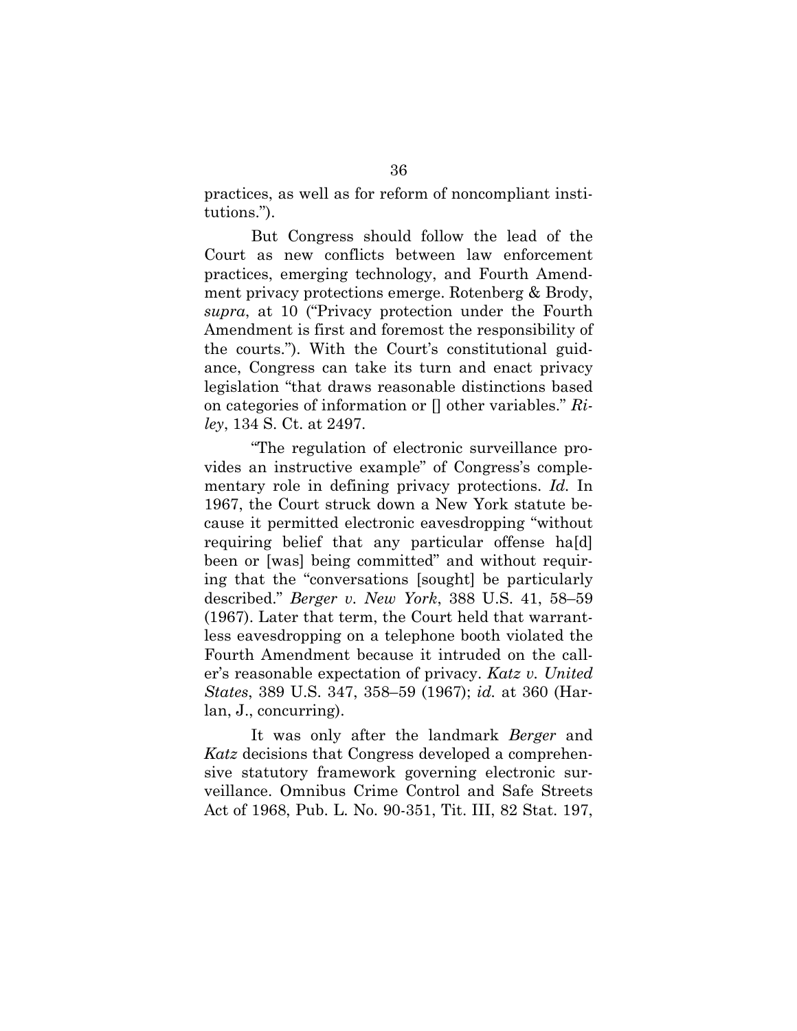practices, as well as for reform of noncompliant institutions.").

But Congress should follow the lead of the Court as new conflicts between law enforcement practices, emerging technology, and Fourth Amendment privacy protections emerge. Rotenberg & Brody, *supra*, at 10 ("Privacy protection under the Fourth Amendment is first and foremost the responsibility of the courts."). With the Court's constitutional guidance, Congress can take its turn and enact privacy legislation "that draws reasonable distinctions based on categories of information or [] other variables." *Riley*, 134 S. Ct. at 2497.

"The regulation of electronic surveillance provides an instructive example" of Congress's complementary role in defining privacy protections. *Id.* In 1967, the Court struck down a New York statute because it permitted electronic eavesdropping "without requiring belief that any particular offense ha[d] been or [was] being committed" and without requiring that the "conversations [sought] be particularly described." *Berger v. New York*, 388 U.S. 41, 58–59 (1967). Later that term, the Court held that warrantless eavesdropping on a telephone booth violated the Fourth Amendment because it intruded on the caller's reasonable expectation of privacy. *Katz v. United States*, 389 U.S. 347, 358–59 (1967); *id.* at 360 (Harlan, J., concurring).

It was only after the landmark *Berger* and *Katz* decisions that Congress developed a comprehensive statutory framework governing electronic surveillance. Omnibus Crime Control and Safe Streets Act of 1968, Pub. L. No. 90-351, Tit. III, 82 Stat. 197,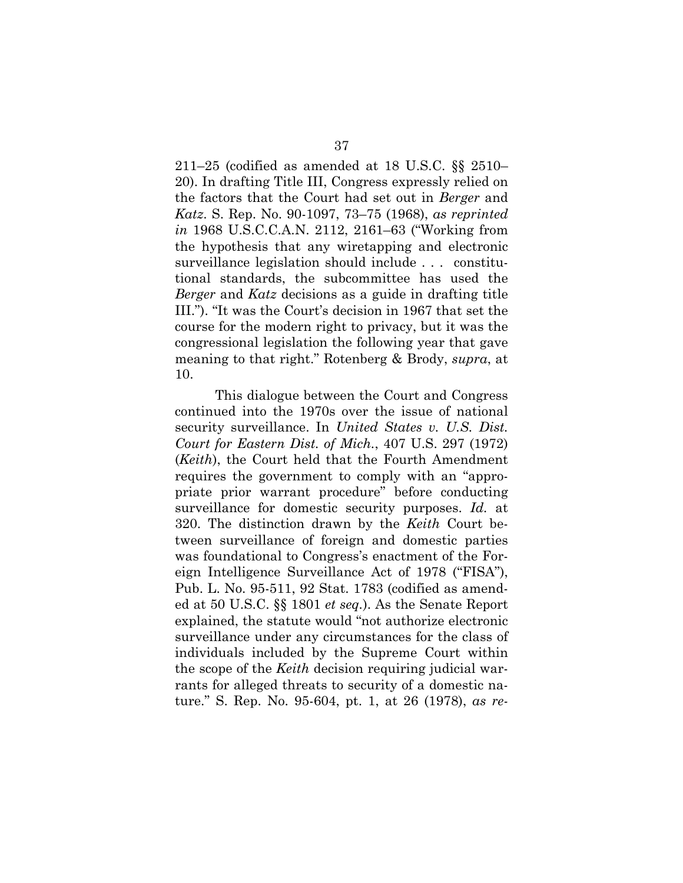211–25 (codified as amended at 18 U.S.C. §§ 2510–20). In drafting Title III, Congress expressly relied on the factors that the Court had set out in *Berger* and *Katz*. S. Rep. No. 90-1097, 73–75 (1968), *as reprinted in* 1968 U.S.C.C.A.N. 2112, 2161–63 ("Working from the hypothesis that any wiretapping and electronic surveillance legislation should include . . . constitutional standards, the subcommittee has used the *Berger* and *Katz* decisions as a guide in drafting title III."). "It was the Court's decision in 1967 that set the course for the modern right to privacy, but it was the congressional legislation the following year that gave meaning to that right." Rotenberg & Brody, *supra*, at 10.

This dialogue between the Court and Congress continued into the 1970s over the issue of national security surveillance. In *United States v. U.S. Dist. Court for Eastern Dist. of Mich.*, 407 U.S. 297 (1972) (*Keith*), the Court held that the Fourth Amendment requires the government to comply with an "appropriate prior warrant procedure" before conducting surveillance for domestic security purposes. *Id.* at 320. The distinction drawn by the *Keith* Court between surveillance of foreign and domestic parties was foundational to Congress's enactment of the Foreign Intelligence Surveillance Act of 1978 ("FISA"), Pub. L. No. 95-511, 92 Stat. 1783 (codified as amended at 50 U.S.C. §§ 1801 *et seq.*). As the Senate Report explained, the statute would "not authorize electronic surveillance under any circumstances for the class of individuals included by the Supreme Court within the scope of the *Keith* decision requiring judicial warrants for alleged threats to security of a domestic nature." S. Rep. No. 95-604, pt. 1, at 26 (1978), *as re-*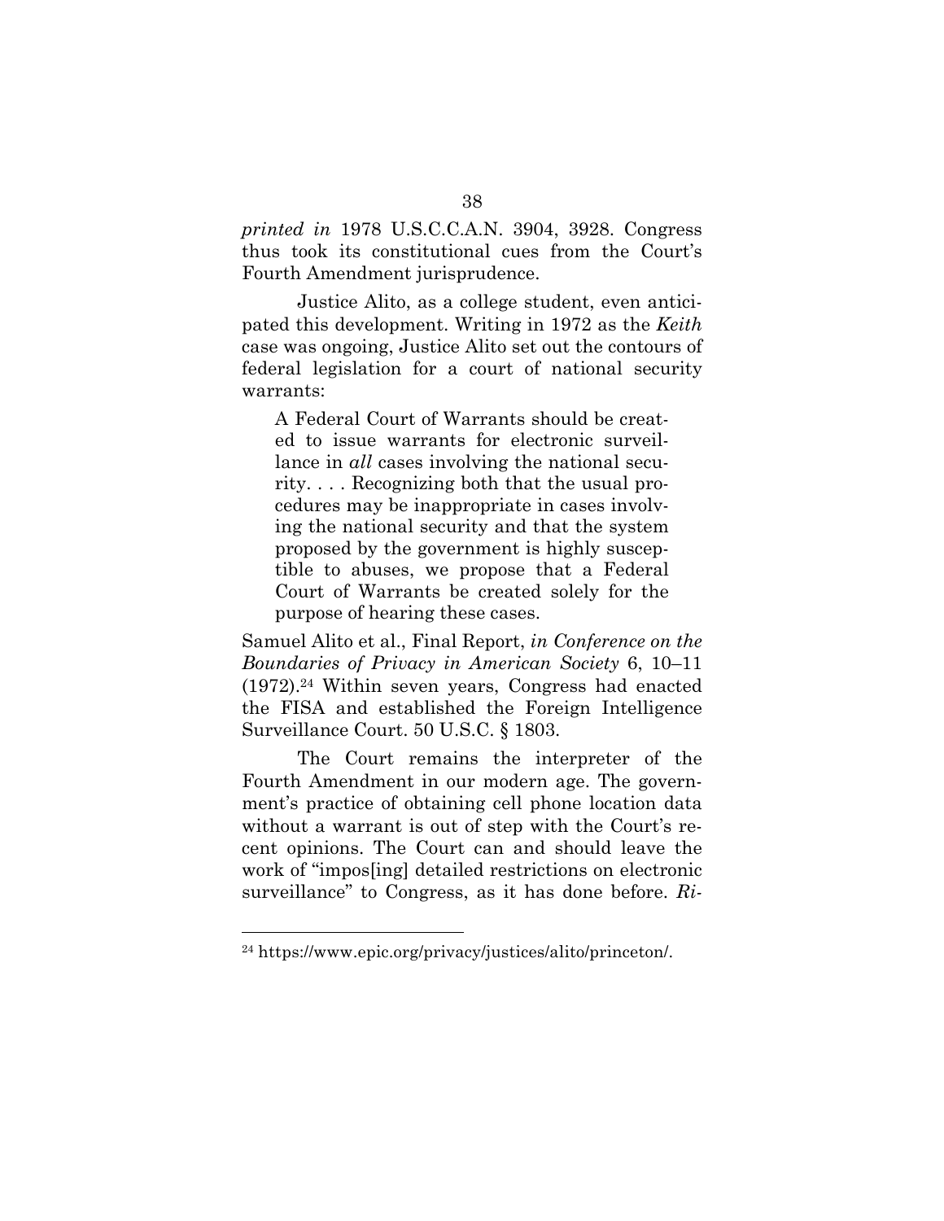*printed in* 1978 U.S.C.C.A.N. 3904, 3928. Congress thus took its constitutional cues from the Court's Fourth Amendment jurisprudence.

Justice Alito, as a college student, even anticipated this development. Writing in 1972 as the *Keith* case was ongoing, Justice Alito set out the contours of federal legislation for a court of national security warrants:

> A Federal Court of Warrants should be created to issue warrants for electronic surveillance in *all* cases involving the national security. . . . Recognizing both that the usual procedures may be inappropriate in cases involving the national security and that the system proposed by the government is highly susceptible to abuses, we propose that a Federal Court of Warrants be created solely for the purpose of hearing these cases.

Samuel Alito et al., Final Report, *in Conference on the Boundaries of Privacy in American Society* 6, 10–11 (1972).[24] Within seven years, Congress had enacted the FISA and established the Foreign Intelligence Surveillance Court. 50 U.S.C. § 1803.

The Court remains the interpreter of the Fourth Amendment in our modern age. The government's practice of obtaining cell phone location data without a warrant is out of step with the Court's recent opinions. The Court can and should leave the work of "impos[ing] detailed restrictions on electronic surveillance" to Congress, as it has done before. *Ri-*

---

[24] https://www.epic.org/privacy/justices/alito/princeton/.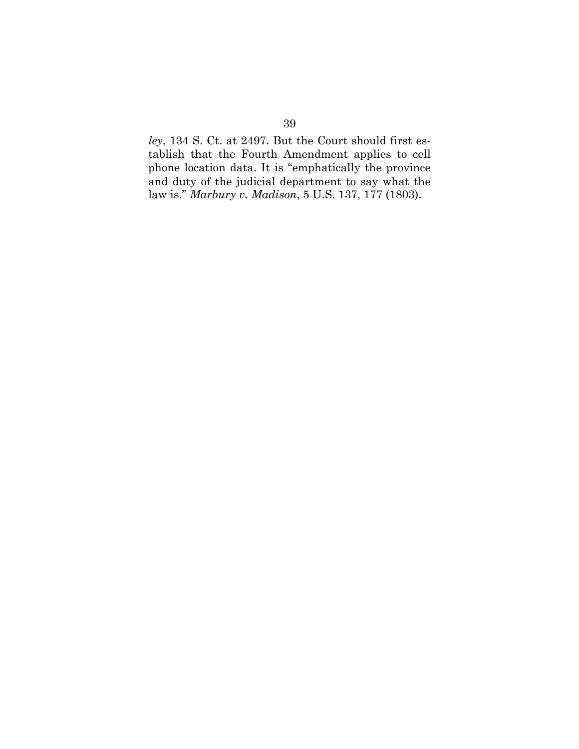*ley*, 134 S. Ct. at 2497. But the Court should first establish that the Fourth Amendment applies to cell phone location data. It is "emphatically the province and duty of the judicial department to say what the law is." *Marbury v. Madison*, 5 U.S. 137, 177 (1803).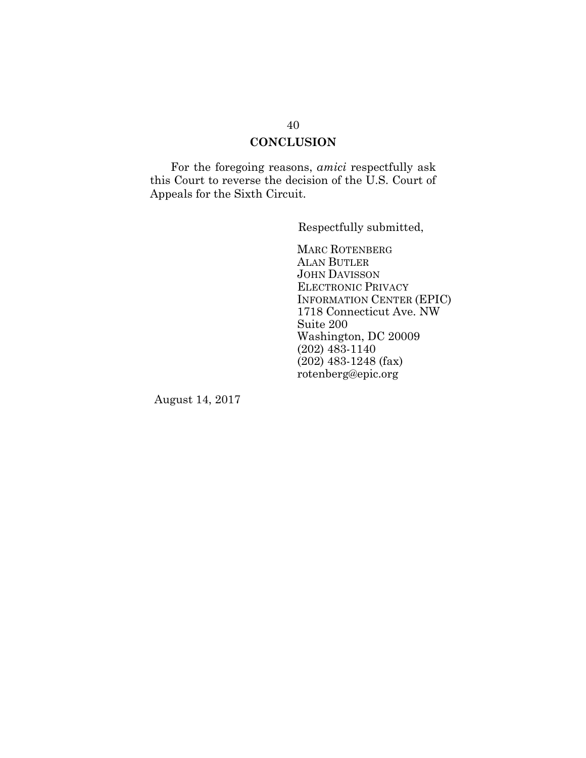## CONCLUSION

For the foregoing reasons, *amici* respectfully ask this Court to reverse the decision of the U.S. Court of Appeals for the Sixth Circuit.

Respectfully submitted,

MARC ROTENBERG  
ALAN BUTLER  
JOHN DAVISSON  
ELECTRONIC PRIVACY  
INFORMATION CENTER (EPIC)  
1718 Connecticut Ave. NW  
Suite 200  
Washington, DC 20009  
(202) 483-1140  
(202) 483-1248 (fax)  
rotenberg@epic.org

August 14, 2017